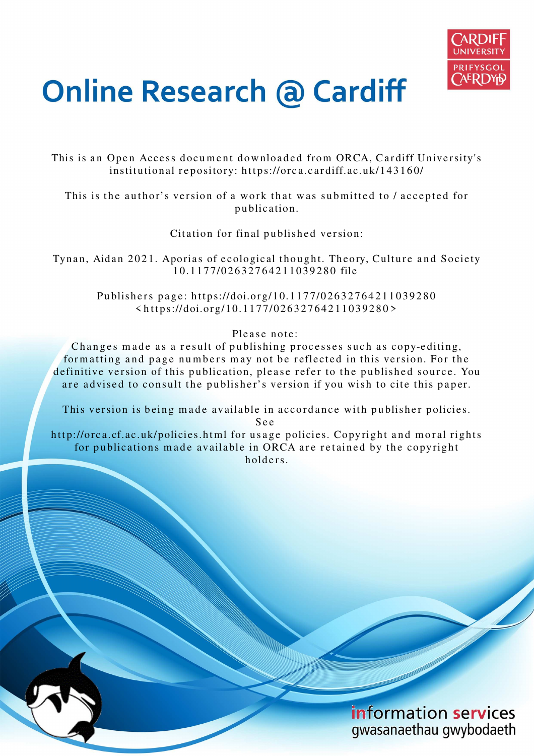# Online Research @ Cardiff

This is an Open Access document downloaded from ORCA, Cardiff University's institutional repository: https://orca.cardiff.ac.uk/143160/

This is the author's version of a work that was submitted to / accepted for publication.

Citation for final published version:

Tynan, Aidan 2021. Aporias of ecological thought. Theory, Culture and Society 10.1177/02632764211039280 file

Publishers page: https://doi.org/10.1177/02632764211039280 <https://doi.org/10.1177/02632764211039280>

Please note:
Changes made as a result of publishing processes such as copy-editing, formatting and page numbers may not be reflected in this version. For the definitive version of this publication, please refer to the published source. You are advised to consult the publisher's version if you wish to cite this paper.

This version is being made available in accordance with publisher policies. See
http://orca.cf.ac.uk/policies.html for usage policies. Copyright and moral rights for publications made available in ORCA are retained by the copyright holders.

information services
gwasanaethau gwybodaeth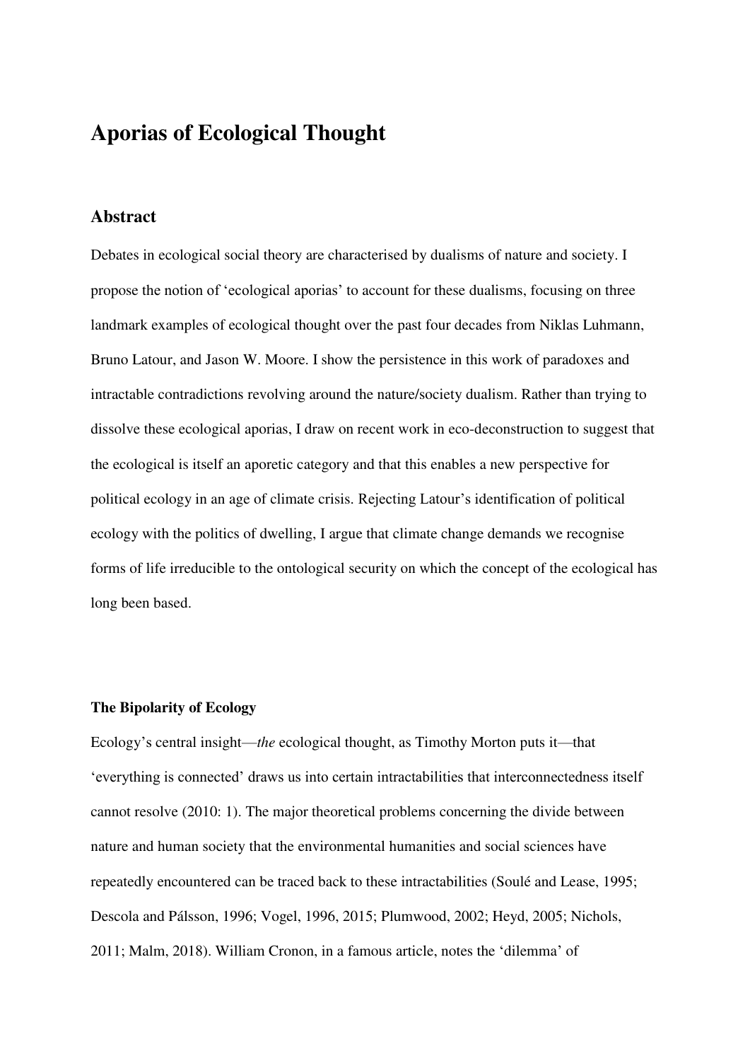# Aporias of Ecological Thought

## Abstract

Debates in ecological social theory are characterised by dualisms of nature and society. I propose the notion of 'ecological aporias' to account for these dualisms, focusing on three landmark examples of ecological thought over the past four decades from Niklas Luhmann, Bruno Latour, and Jason W. Moore. I show the persistence in this work of paradoxes and intractable contradictions revolving around the nature/society dualism. Rather than trying to dissolve these ecological aporias, I draw on recent work in eco-deconstruction to suggest that the ecological is itself an aporetic category and that this enables a new perspective for political ecology in an age of climate crisis. Rejecting Latour's identification of political ecology with the politics of dwelling, I argue that climate change demands we recognise forms of life irreducible to the ontological security on which the concept of the ecological has long been based.

**The Bipolarity of Ecology**

Ecology's central insight—*the* ecological thought, as Timothy Morton puts it—that 'everything is connected' draws us into certain intractabilities that interconnectedness itself cannot resolve (2010: 1). The major theoretical problems concerning the divide between nature and human society that the environmental humanities and social sciences have repeatedly encountered can be traced back to these intractabilities (Soulé and Lease, 1995; Descola and Pálsson, 1996; Vogel, 1996, 2015; Plumwood, 2002; Heyd, 2005; Nichols, 2011; Malm, 2018). William Cronon, in a famous article, notes the 'dilemma' of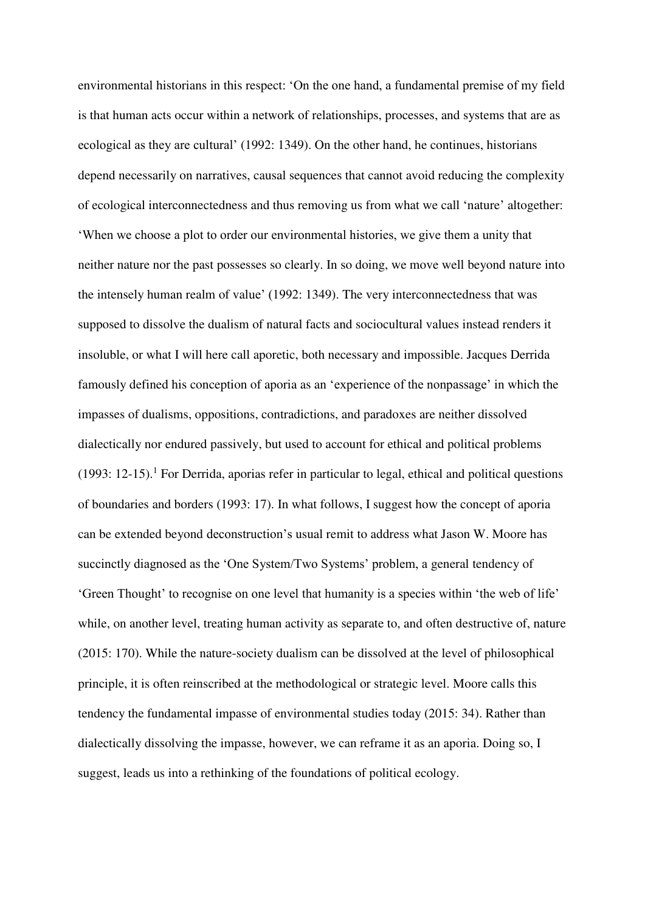environmental historians in this respect: 'On the one hand, a fundamental premise of my field is that human acts occur within a network of relationships, processes, and systems that are as ecological as they are cultural' (1992: 1349). On the other hand, he continues, historians depend necessarily on narratives, causal sequences that cannot avoid reducing the complexity of ecological interconnectedness and thus removing us from what we call 'nature' altogether: 'When we choose a plot to order our environmental histories, we give them a unity that neither nature nor the past possesses so clearly. In so doing, we move well beyond nature into the intensely human realm of value' (1992: 1349). The very interconnectedness that was supposed to dissolve the dualism of natural facts and sociocultural values instead renders it insoluble, or what I will here call aporetic, both necessary and impossible. Jacques Derrida famously defined his conception of aporia as an 'experience of the nonpassage' in which the impasses of dualisms, oppositions, contradictions, and paradoxes are neither dissolved dialectically nor endured passively, but used to account for ethical and political problems (1993: 12-15).[1] For Derrida, aporias refer in particular to legal, ethical and political questions of boundaries and borders (1993: 17). In what follows, I suggest how the concept of aporia can be extended beyond deconstruction's usual remit to address what Jason W. Moore has succinctly diagnosed as the 'One System/Two Systems' problem, a general tendency of 'Green Thought' to recognise on one level that humanity is a species within 'the web of life' while, on another level, treating human activity as separate to, and often destructive of, nature (2015: 170). While the nature-society dualism can be dissolved at the level of philosophical principle, it is often reinscribed at the methodological or strategic level. Moore calls this tendency the fundamental impasse of environmental studies today (2015: 34). Rather than dialectically dissolving the impasse, however, we can reframe it as an aporia. Doing so, I suggest, leads us into a rethinking of the foundations of political ecology.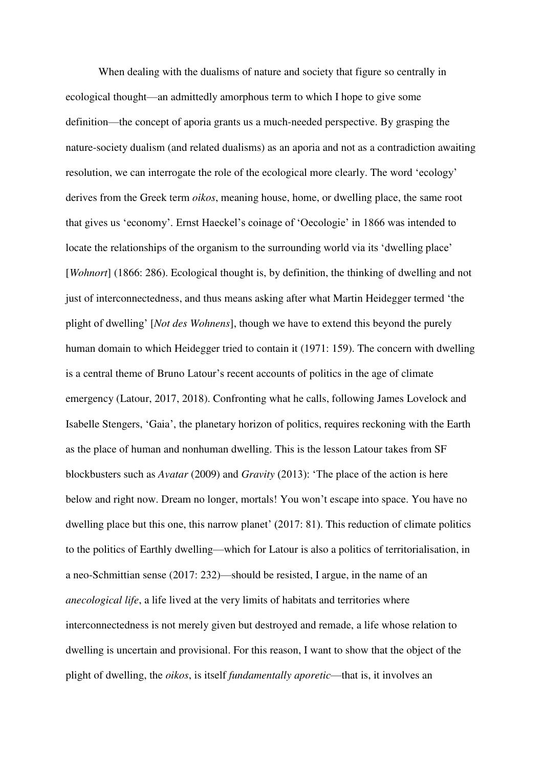When dealing with the dualisms of nature and society that figure so centrally in ecological thought—an admittedly amorphous term to which I hope to give some definition—the concept of aporia grants us a much-needed perspective. By grasping the nature-society dualism (and related dualisms) as an aporia and not as a contradiction awaiting resolution, we can interrogate the role of the ecological more clearly. The word 'ecology' derives from the Greek term *oikos*, meaning house, home, or dwelling place, the same root that gives us 'economy'. Ernst Haeckel's coinage of 'Oecologie' in 1866 was intended to locate the relationships of the organism to the surrounding world via its 'dwelling place' [*Wohnort*] (1866: 286). Ecological thought is, by definition, the thinking of dwelling and not just of interconnectedness, and thus means asking after what Martin Heidegger termed 'the plight of dwelling' [*Not des Wohnens*], though we have to extend this beyond the purely human domain to which Heidegger tried to contain it (1971: 159). The concern with dwelling is a central theme of Bruno Latour's recent accounts of politics in the age of climate emergency (Latour, 2017, 2018). Confronting what he calls, following James Lovelock and Isabelle Stengers, 'Gaia', the planetary horizon of politics, requires reckoning with the Earth as the place of human and nonhuman dwelling. This is the lesson Latour takes from SF blockbusters such as *Avatar* (2009) and *Gravity* (2013): 'The place of the action is here below and right now. Dream no longer, mortals! You won't escape into space. You have no dwelling place but this one, this narrow planet' (2017: 81). This reduction of climate politics to the politics of Earthly dwelling—which for Latour is also a politics of territorialisation, in a neo-Schmittian sense (2017: 232)—should be resisted, I argue, in the name of an *anecological life*, a life lived at the very limits of habitats and territories where interconnectedness is not merely given but destroyed and remade, a life whose relation to dwelling is uncertain and provisional. For this reason, I want to show that the object of the plight of dwelling, the *oikos*, is itself *fundamentally aporetic*—that is, it involves an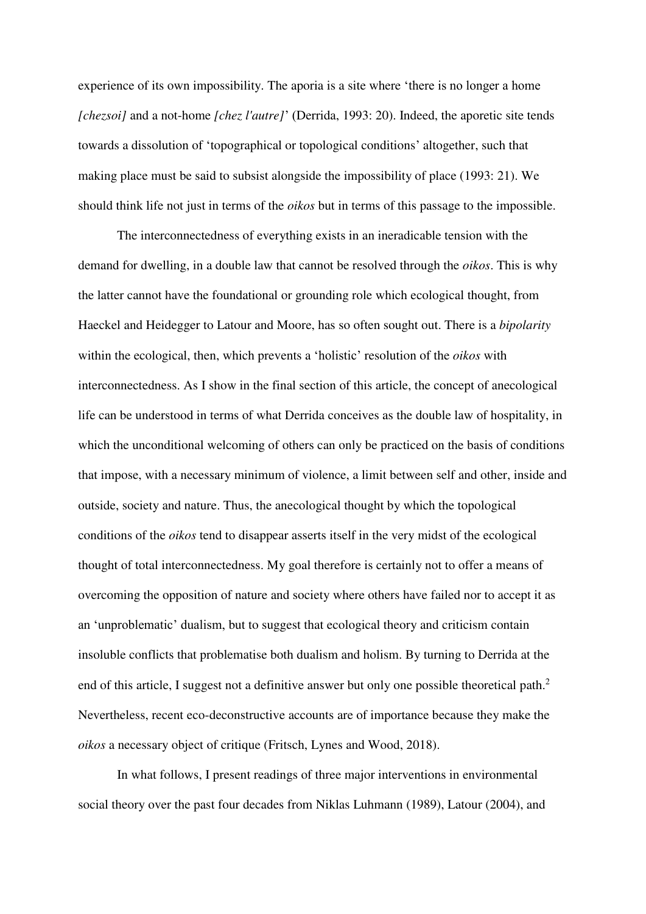experience of its own impossibility. The aporia is a site where 'there is no longer a home *[chezsoi]* and a not-home *[chez l'autre]*' (Derrida, 1993: 20). Indeed, the aporetic site tends towards a dissolution of 'topographical or topological conditions' altogether, such that making place must be said to subsist alongside the impossibility of place (1993: 21). We should think life not just in terms of the *oikos* but in terms of this passage to the impossible.

The interconnectedness of everything exists in an ineradicable tension with the demand for dwelling, in a double law that cannot be resolved through the *oikos*. This is why the latter cannot have the foundational or grounding role which ecological thought, from Haeckel and Heidegger to Latour and Moore, has so often sought out. There is a *bipolarity* within the ecological, then, which prevents a 'holistic' resolution of the *oikos* with interconnectedness. As I show in the final section of this article, the concept of anecological life can be understood in terms of what Derrida conceives as the double law of hospitality, in which the unconditional welcoming of others can only be practiced on the basis of conditions that impose, with a necessary minimum of violence, a limit between self and other, inside and outside, society and nature. Thus, the anecological thought by which the topological conditions of the *oikos* tend to disappear asserts itself in the very midst of the ecological thought of total interconnectedness. My goal therefore is certainly not to offer a means of overcoming the opposition of nature and society where others have failed nor to accept it as an 'unproblematic' dualism, but to suggest that ecological theory and criticism contain insoluble conflicts that problematise both dualism and holism. By turning to Derrida at the end of this article, I suggest not a definitive answer but only one possible theoretical path.[2] Nevertheless, recent eco-deconstructive accounts are of importance because they make the *oikos* a necessary object of critique (Fritsch, Lynes and Wood, 2018).

In what follows, I present readings of three major interventions in environmental social theory over the past four decades from Niklas Luhmann (1989), Latour (2004), and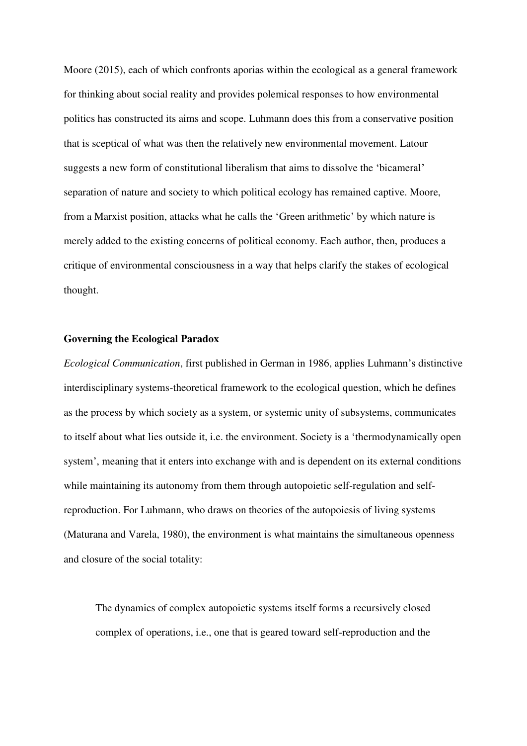Moore (2015), each of which confronts aporias within the ecological as a general framework for thinking about social reality and provides polemical responses to how environmental politics has constructed its aims and scope. Luhmann does this from a conservative position that is sceptical of what was then the relatively new environmental movement. Latour suggests a new form of constitutional liberalism that aims to dissolve the 'bicameral' separation of nature and society to which political ecology has remained captive. Moore, from a Marxist position, attacks what he calls the 'Green arithmetic' by which nature is merely added to the existing concerns of political economy. Each author, then, produces a critique of environmental consciousness in a way that helps clarify the stakes of ecological thought.

**Governing the Ecological Paradox**

*Ecological Communication*, first published in German in 1986, applies Luhmann's distinctive interdisciplinary systems-theoretical framework to the ecological question, which he defines as the process by which society as a system, or systemic unity of subsystems, communicates to itself about what lies outside it, i.e. the environment. Society is a 'thermodynamically open system', meaning that it enters into exchange with and is dependent on its external conditions while maintaining its autonomy from them through autopoietic self-regulation and self-reproduction. For Luhmann, who draws on theories of the autopoiesis of living systems (Maturana and Varela, 1980), the environment is what maintains the simultaneous openness and closure of the social totality:

> The dynamics of complex autopoietic systems itself forms a recursively closed complex of operations, i.e., one that is geared toward self-reproduction and the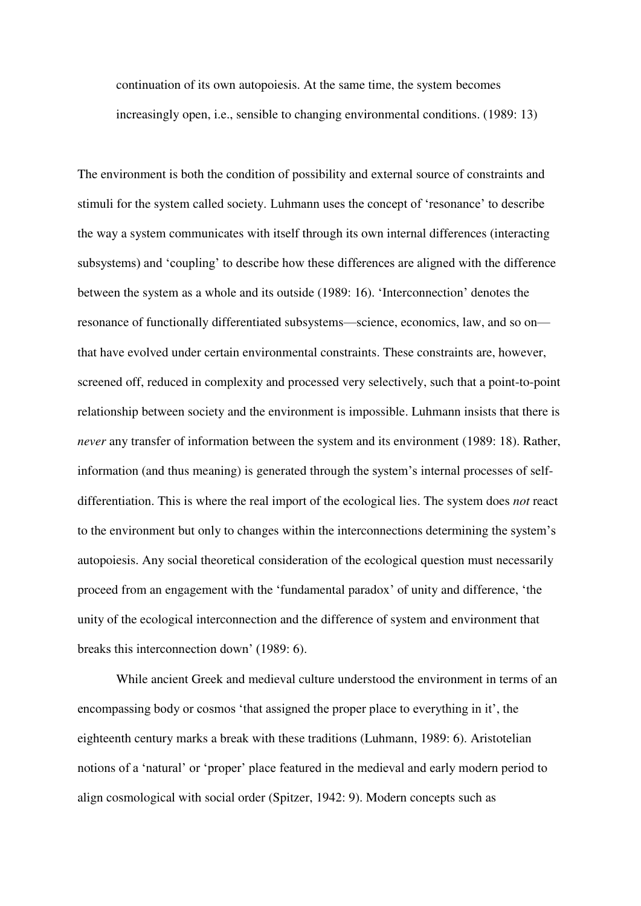> continuation of its own autopoiesis. At the same time, the system becomes increasingly open, i.e., sensible to changing environmental conditions. (1989: 13)

The environment is both the condition of possibility and external source of constraints and stimuli for the system called society. Luhmann uses the concept of 'resonance' to describe the way a system communicates with itself through its own internal differences (interacting subsystems) and 'coupling' to describe how these differences are aligned with the difference between the system as a whole and its outside (1989: 16). 'Interconnection' denotes the resonance of functionally differentiated subsystems—science, economics, law, and so on—that have evolved under certain environmental constraints. These constraints are, however, screened off, reduced in complexity and processed very selectively, such that a point-to-point relationship between society and the environment is impossible. Luhmann insists that there is *never* any transfer of information between the system and its environment (1989: 18). Rather, information (and thus meaning) is generated through the system's internal processes of self-differentiation. This is where the real import of the ecological lies. The system does *not* react to the environment but only to changes within the interconnections determining the system's autopoiesis. Any social theoretical consideration of the ecological question must necessarily proceed from an engagement with the 'fundamental paradox' of unity and difference, 'the unity of the ecological interconnection and the difference of system and environment that breaks this interconnection down' (1989: 6).

While ancient Greek and medieval culture understood the environment in terms of an encompassing body or cosmos 'that assigned the proper place to everything in it', the eighteenth century marks a break with these traditions (Luhmann, 1989: 6). Aristotelian notions of a 'natural' or 'proper' place featured in the medieval and early modern period to align cosmological with social order (Spitzer, 1942: 9). Modern concepts such as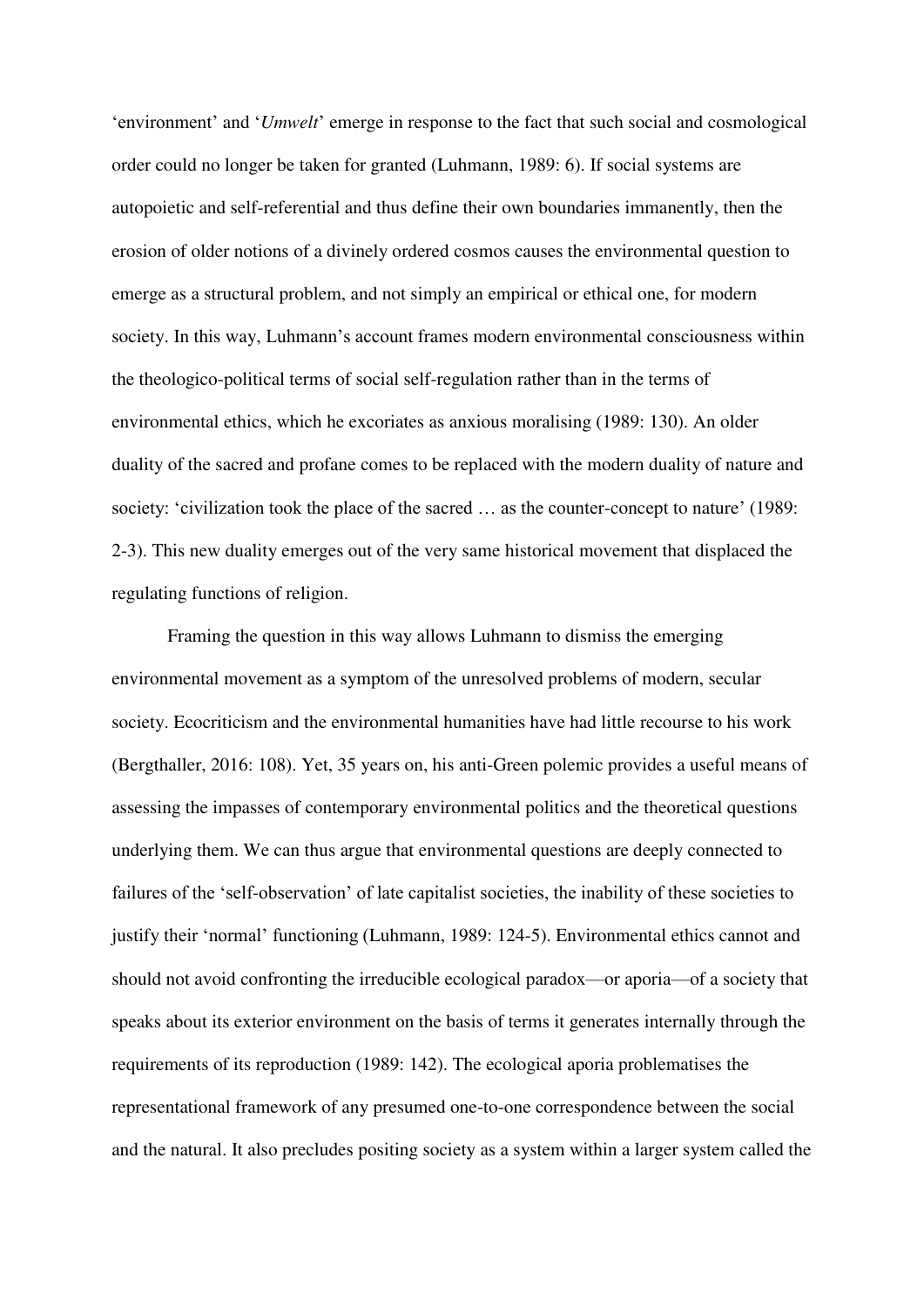'environment' and '*Umwelt*' emerge in response to the fact that such social and cosmological order could no longer be taken for granted (Luhmann, 1989: 6). If social systems are autopoietic and self-referential and thus define their own boundaries immanently, then the erosion of older notions of a divinely ordered cosmos causes the environmental question to emerge as a structural problem, and not simply an empirical or ethical one, for modern society. In this way, Luhmann's account frames modern environmental consciousness within the theologico-political terms of social self-regulation rather than in the terms of environmental ethics, which he excoriates as anxious moralising (1989: 130). An older duality of the sacred and profane comes to be replaced with the modern duality of nature and society: 'civilization took the place of the sacred … as the counter-concept to nature' (1989: 2-3). This new duality emerges out of the very same historical movement that displaced the regulating functions of religion.

Framing the question in this way allows Luhmann to dismiss the emerging environmental movement as a symptom of the unresolved problems of modern, secular society. Ecocriticism and the environmental humanities have had little recourse to his work (Bergthaller, 2016: 108). Yet, 35 years on, his anti-Green polemic provides a useful means of assessing the impasses of contemporary environmental politics and the theoretical questions underlying them. We can thus argue that environmental questions are deeply connected to failures of the 'self-observation' of late capitalist societies, the inability of these societies to justify their 'normal' functioning (Luhmann, 1989: 124-5). Environmental ethics cannot and should not avoid confronting the irreducible ecological paradox—or aporia—of a society that speaks about its exterior environment on the basis of terms it generates internally through the requirements of its reproduction (1989: 142). The ecological aporia problematises the representational framework of any presumed one-to-one correspondence between the social and the natural. It also precludes positing society as a system within a larger system called the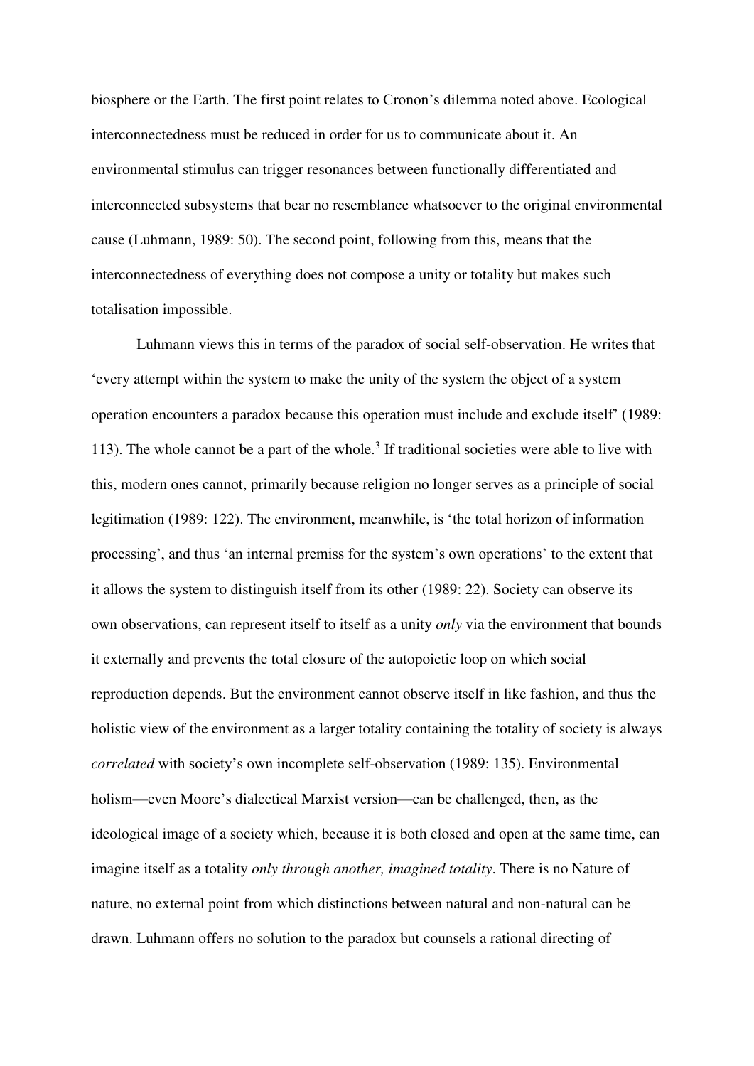biosphere or the Earth. The first point relates to Cronon's dilemma noted above. Ecological interconnectedness must be reduced in order for us to communicate about it. An environmental stimulus can trigger resonances between functionally differentiated and interconnected subsystems that bear no resemblance whatsoever to the original environmental cause (Luhmann, 1989: 50). The second point, following from this, means that the interconnectedness of everything does not compose a unity or totality but makes such totalisation impossible.

Luhmann views this in terms of the paradox of social self-observation. He writes that 'every attempt within the system to make the unity of the system the object of a system operation encounters a paradox because this operation must include and exclude itself' (1989: 113). The whole cannot be a part of the whole.[3] If traditional societies were able to live with this, modern ones cannot, primarily because religion no longer serves as a principle of social legitimation (1989: 122). The environment, meanwhile, is 'the total horizon of information processing', and thus 'an internal premiss for the system's own operations' to the extent that it allows the system to distinguish itself from its other (1989: 22). Society can observe its own observations, can represent itself to itself as a unity *only* via the environment that bounds it externally and prevents the total closure of the autopoietic loop on which social reproduction depends. But the environment cannot observe itself in like fashion, and thus the holistic view of the environment as a larger totality containing the totality of society is always *correlated* with society's own incomplete self-observation (1989: 135). Environmental holism—even Moore's dialectical Marxist version—can be challenged, then, as the ideological image of a society which, because it is both closed and open at the same time, can imagine itself as a totality *only through another, imagined totality*. There is no Nature of nature, no external point from which distinctions between natural and non-natural can be drawn. Luhmann offers no solution to the paradox but counsels a rational directing of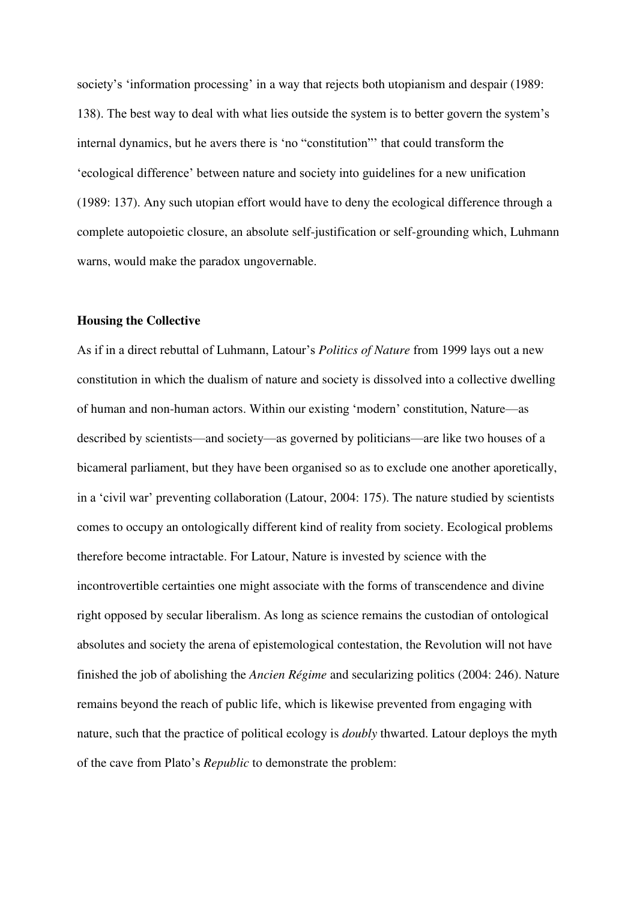society's 'information processing' in a way that rejects both utopianism and despair (1989: 138). The best way to deal with what lies outside the system is to better govern the system's internal dynamics, but he avers there is 'no "constitution"' that could transform the 'ecological difference' between nature and society into guidelines for a new unification (1989: 137). Any such utopian effort would have to deny the ecological difference through a complete autopoietic closure, an absolute self-justification or self-grounding which, Luhmann warns, would make the paradox ungovernable.

**Housing the Collective**

As if in a direct rebuttal of Luhmann, Latour's *Politics of Nature* from 1999 lays out a new constitution in which the dualism of nature and society is dissolved into a collective dwelling of human and non-human actors. Within our existing 'modern' constitution, Nature—as described by scientists—and society—as governed by politicians—are like two houses of a bicameral parliament, but they have been organised so as to exclude one another aporetically, in a 'civil war' preventing collaboration (Latour, 2004: 175). The nature studied by scientists comes to occupy an ontologically different kind of reality from society. Ecological problems therefore become intractable. For Latour, Nature is invested by science with the incontrovertible certainties one might associate with the forms of transcendence and divine right opposed by secular liberalism. As long as science remains the custodian of ontological absolutes and society the arena of epistemological contestation, the Revolution will not have finished the job of abolishing the *Ancien Régime* and secularizing politics (2004: 246). Nature remains beyond the reach of public life, which is likewise prevented from engaging with nature, such that the practice of political ecology is *doubly* thwarted. Latour deploys the myth of the cave from Plato's *Republic* to demonstrate the problem: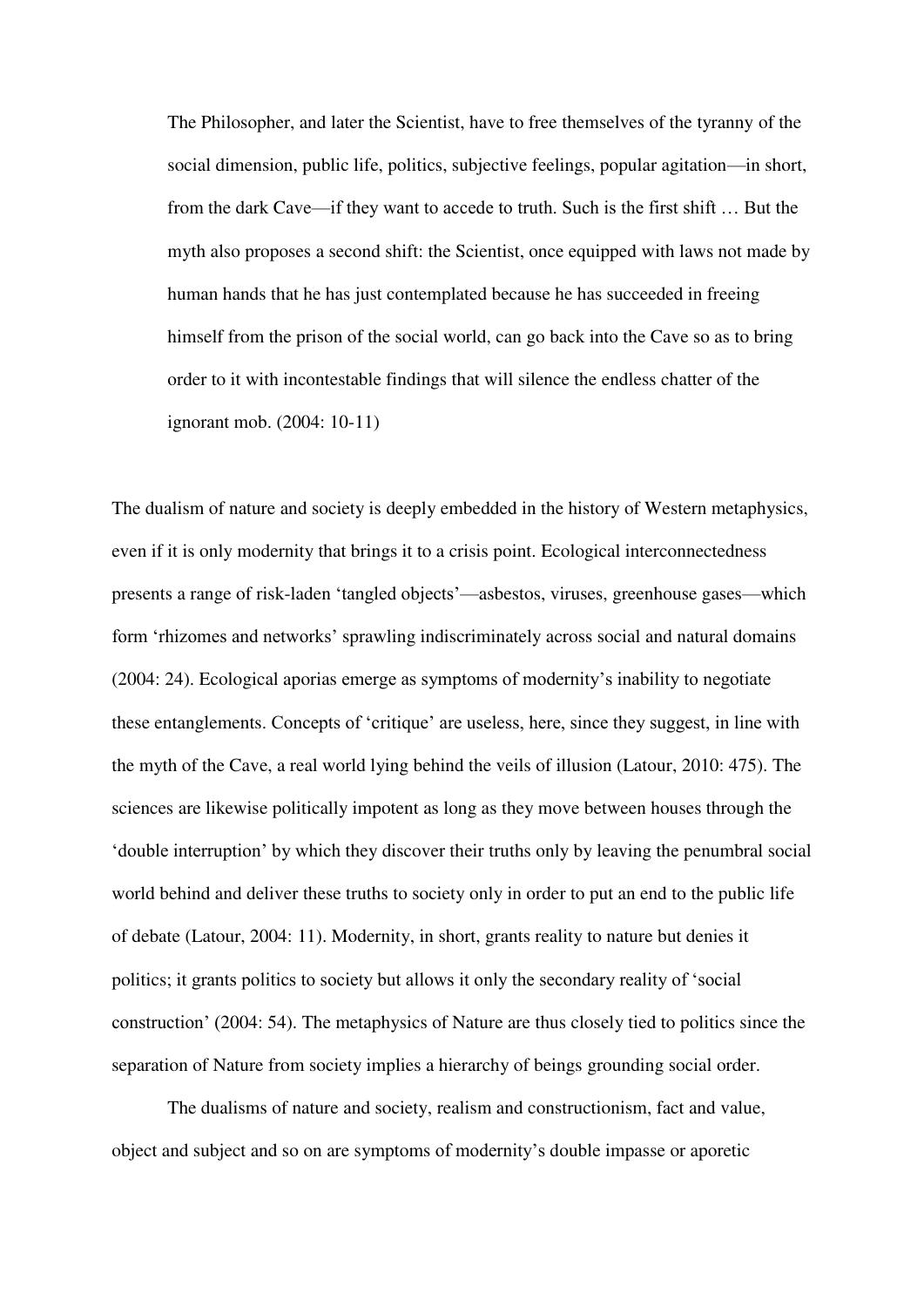> The Philosopher, and later the Scientist, have to free themselves of the tyranny of the social dimension, public life, politics, subjective feelings, popular agitation—in short, from the dark Cave—if they want to accede to truth. Such is the first shift … But the myth also proposes a second shift: the Scientist, once equipped with laws not made by human hands that he has just contemplated because he has succeeded in freeing himself from the prison of the social world, can go back into the Cave so as to bring order to it with incontestable findings that will silence the endless chatter of the ignorant mob. (2004: 10-11)

The dualism of nature and society is deeply embedded in the history of Western metaphysics, even if it is only modernity that brings it to a crisis point. Ecological interconnectedness presents a range of risk-laden 'tangled objects'—asbestos, viruses, greenhouse gases—which form 'rhizomes and networks' sprawling indiscriminately across social and natural domains (2004: 24). Ecological aporias emerge as symptoms of modernity's inability to negotiate these entanglements. Concepts of 'critique' are useless, here, since they suggest, in line with the myth of the Cave, a real world lying behind the veils of illusion (Latour, 2010: 475). The sciences are likewise politically impotent as long as they move between houses through the 'double interruption' by which they discover their truths only by leaving the penumbral social world behind and deliver these truths to society only in order to put an end to the public life of debate (Latour, 2004: 11). Modernity, in short, grants reality to nature but denies it politics; it grants politics to society but allows it only the secondary reality of 'social construction' (2004: 54). The metaphysics of Nature are thus closely tied to politics since the separation of Nature from society implies a hierarchy of beings grounding social order.

The dualisms of nature and society, realism and constructionism, fact and value, object and subject and so on are symptoms of modernity's double impasse or aporetic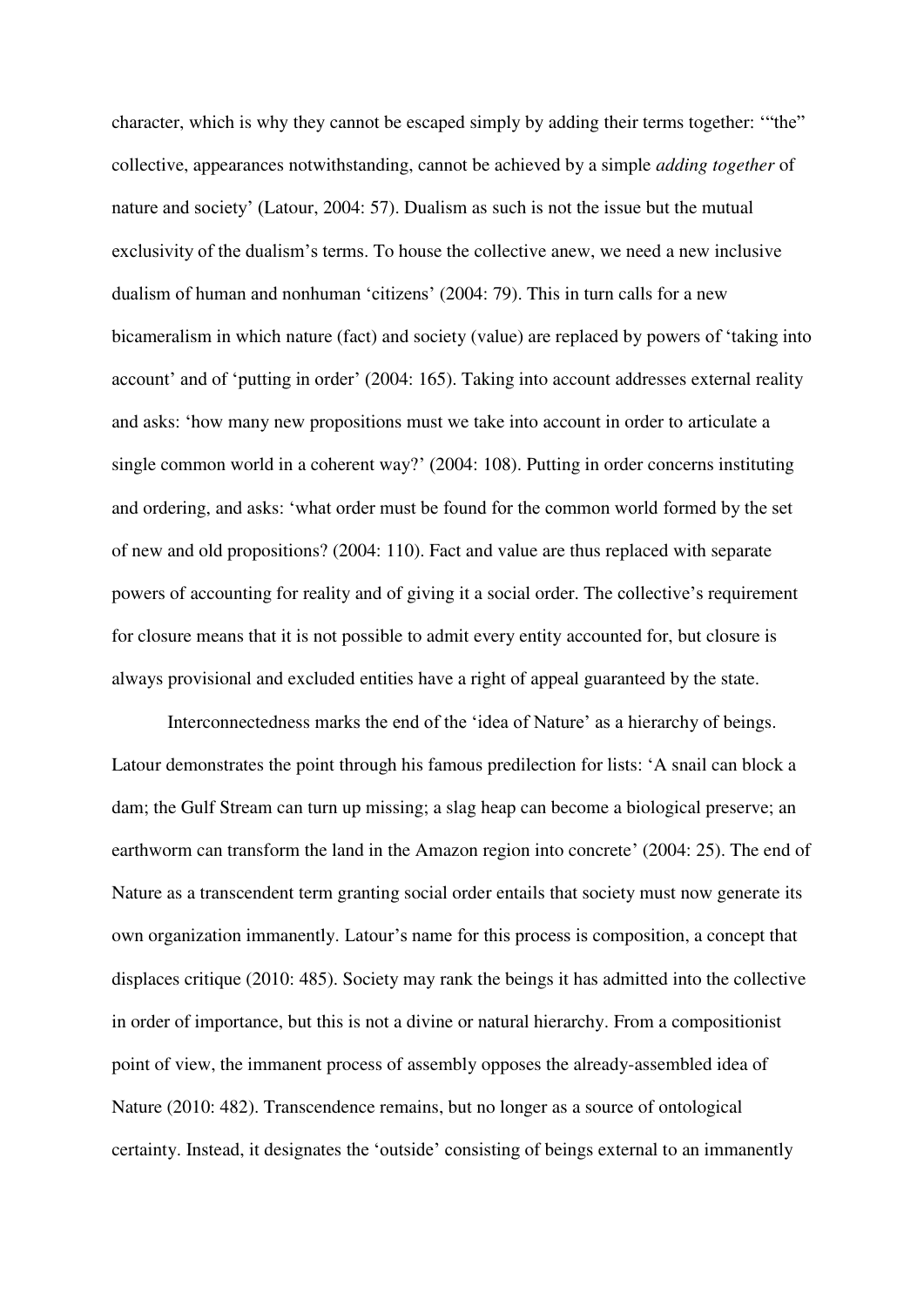character, which is why they cannot be escaped simply by adding their terms together: '"the" collective, appearances notwithstanding, cannot be achieved by a simple *adding together* of nature and society' (Latour, 2004: 57). Dualism as such is not the issue but the mutual exclusivity of the dualism's terms. To house the collective anew, we need a new inclusive dualism of human and nonhuman 'citizens' (2004: 79). This in turn calls for a new bicameralism in which nature (fact) and society (value) are replaced by powers of 'taking into account' and of 'putting in order' (2004: 165). Taking into account addresses external reality and asks: 'how many new propositions must we take into account in order to articulate a single common world in a coherent way?' (2004: 108). Putting in order concerns instituting and ordering, and asks: 'what order must be found for the common world formed by the set of new and old propositions? (2004: 110). Fact and value are thus replaced with separate powers of accounting for reality and of giving it a social order. The collective's requirement for closure means that it is not possible to admit every entity accounted for, but closure is always provisional and excluded entities have a right of appeal guaranteed by the state.

Interconnectedness marks the end of the 'idea of Nature' as a hierarchy of beings. Latour demonstrates the point through his famous predilection for lists: 'A snail can block a dam; the Gulf Stream can turn up missing; a slag heap can become a biological preserve; an earthworm can transform the land in the Amazon region into concrete' (2004: 25). The end of Nature as a transcendent term granting social order entails that society must now generate its own organization immanently. Latour's name for this process is composition, a concept that displaces critique (2010: 485). Society may rank the beings it has admitted into the collective in order of importance, but this is not a divine or natural hierarchy. From a compositionist point of view, the immanent process of assembly opposes the already-assembled idea of Nature (2010: 482). Transcendence remains, but no longer as a source of ontological certainty. Instead, it designates the 'outside' consisting of beings external to an immanently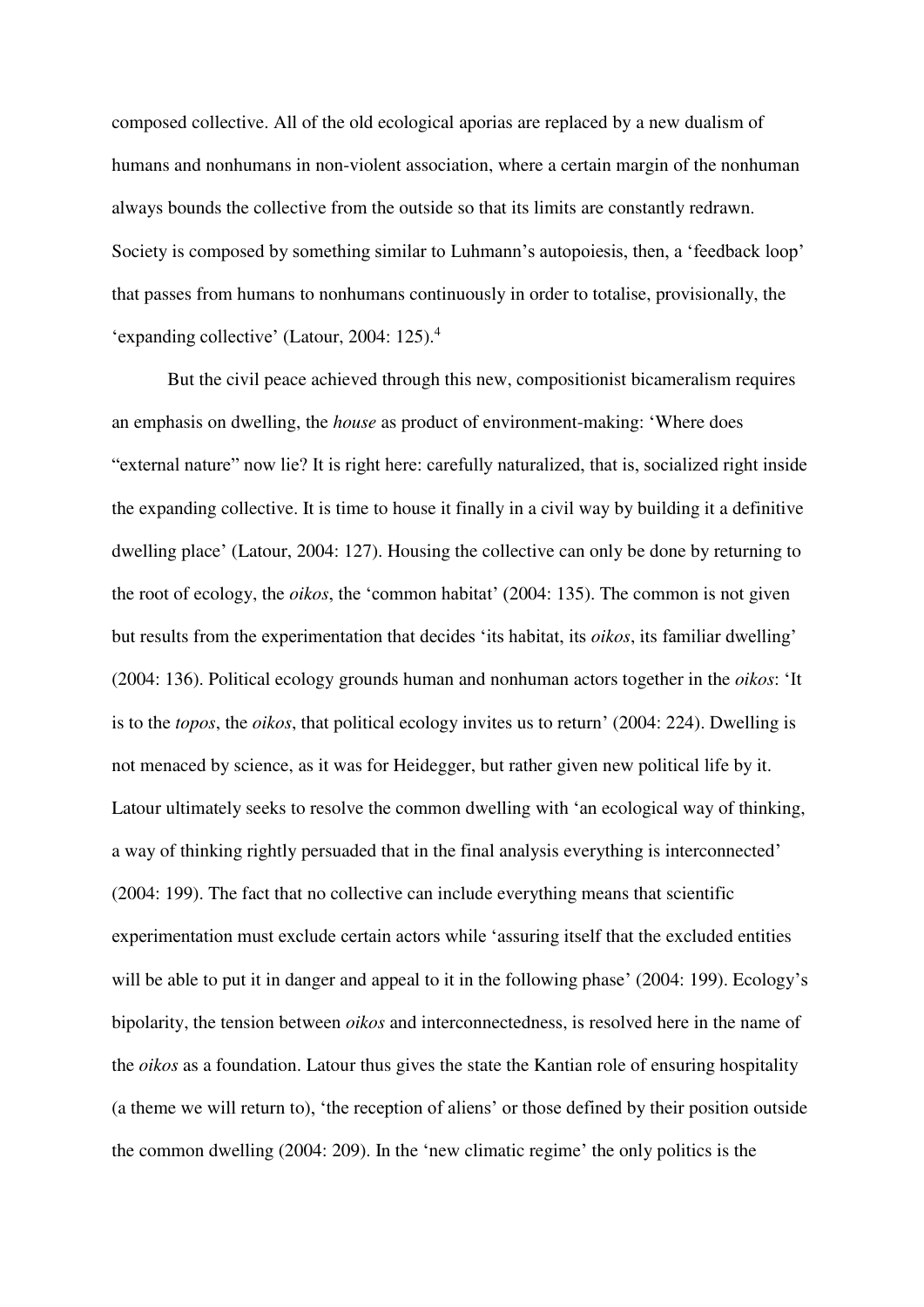composed collective. All of the old ecological aporias are replaced by a new dualism of humans and nonhumans in non-violent association, where a certain margin of the nonhuman always bounds the collective from the outside so that its limits are constantly redrawn. Society is composed by something similar to Luhmann's autopoiesis, then, a 'feedback loop' that passes from humans to nonhumans continuously in order to totalise, provisionally, the 'expanding collective' (Latour, 2004: 125).[4]

But the civil peace achieved through this new, compositionist bicameralism requires an emphasis on dwelling, the *house* as product of environment-making: 'Where does "external nature" now lie? It is right here: carefully naturalized, that is, socialized right inside the expanding collective. It is time to house it finally in a civil way by building it a definitive dwelling place' (Latour, 2004: 127). Housing the collective can only be done by returning to the root of ecology, the *oikos*, the 'common habitat' (2004: 135). The common is not given but results from the experimentation that decides 'its habitat, its *oikos*, its familiar dwelling' (2004: 136). Political ecology grounds human and nonhuman actors together in the *oikos*: 'It is to the *topos*, the *oikos*, that political ecology invites us to return' (2004: 224). Dwelling is not menaced by science, as it was for Heidegger, but rather given new political life by it. Latour ultimately seeks to resolve the common dwelling with 'an ecological way of thinking, a way of thinking rightly persuaded that in the final analysis everything is interconnected' (2004: 199). The fact that no collective can include everything means that scientific experimentation must exclude certain actors while 'assuring itself that the excluded entities will be able to put it in danger and appeal to it in the following phase' (2004: 199). Ecology's bipolarity, the tension between *oikos* and interconnectedness, is resolved here in the name of the *oikos* as a foundation. Latour thus gives the state the Kantian role of ensuring hospitality (a theme we will return to), 'the reception of aliens' or those defined by their position outside the common dwelling (2004: 209). In the 'new climatic regime' the only politics is the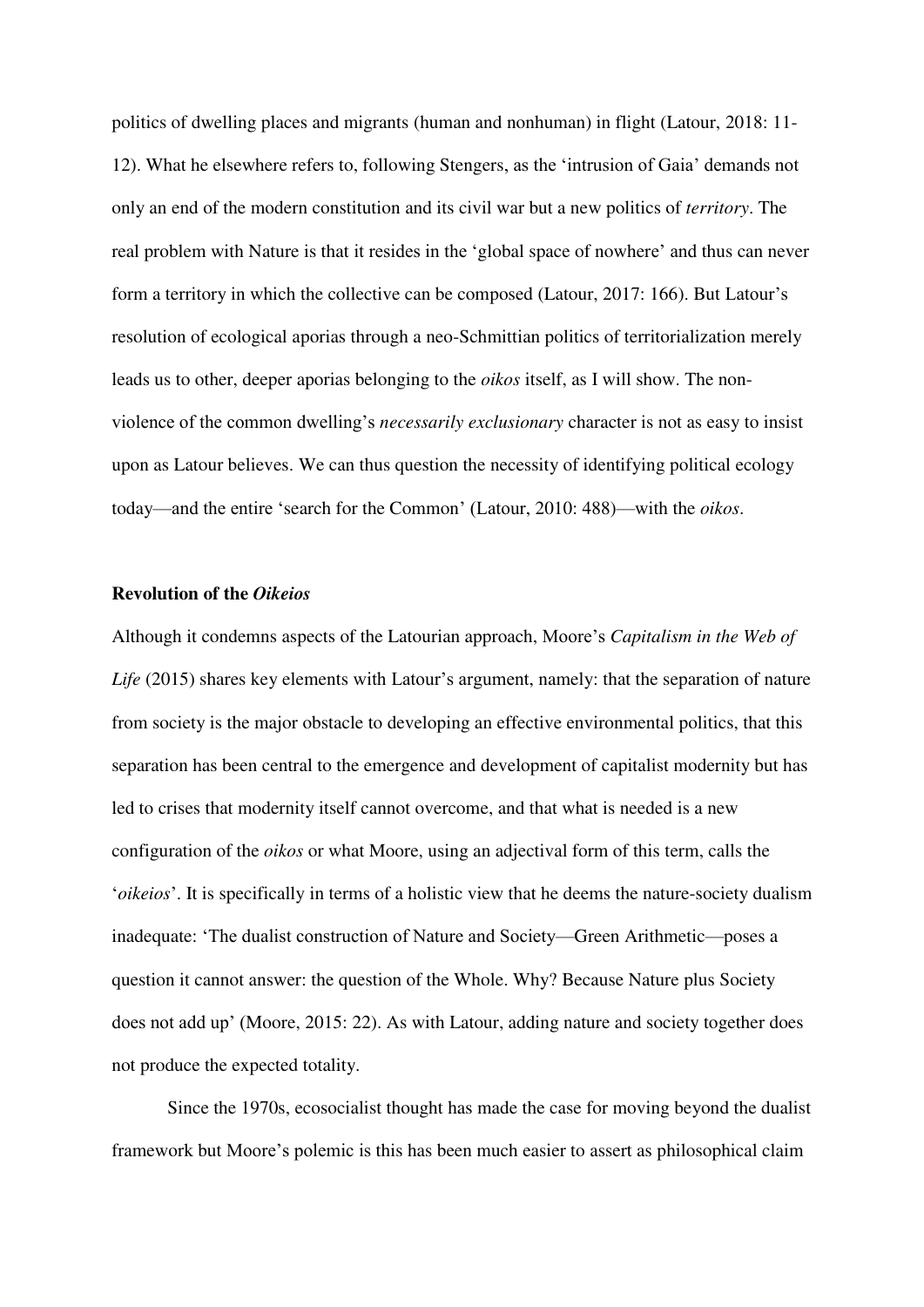politics of dwelling places and migrants (human and nonhuman) in flight (Latour, 2018: 11-12). What he elsewhere refers to, following Stengers, as the 'intrusion of Gaia' demands not only an end of the modern constitution and its civil war but a new politics of *territory*. The real problem with Nature is that it resides in the 'global space of nowhere' and thus can never form a territory in which the collective can be composed (Latour, 2017: 166). But Latour's resolution of ecological aporias through a neo-Schmittian politics of territorialization merely leads us to other, deeper aporias belonging to the *oikos* itself, as I will show. The non-violence of the common dwelling's *necessarily exclusionary* character is not as easy to insist upon as Latour believes. We can thus question the necessity of identifying political ecology today—and the entire 'search for the Common' (Latour, 2010: 488)—with the *oikos*.

**Revolution of the *Oikeios***

Although it condemns aspects of the Latourian approach, Moore's *Capitalism in the Web of Life* (2015) shares key elements with Latour's argument, namely: that the separation of nature from society is the major obstacle to developing an effective environmental politics, that this separation has been central to the emergence and development of capitalist modernity but has led to crises that modernity itself cannot overcome, and that what is needed is a new configuration of the *oikos* or what Moore, using an adjectival form of this term, calls the '*oikeios*'. It is specifically in terms of a holistic view that he deems the nature-society dualism inadequate: 'The dualist construction of Nature and Society—Green Arithmetic—poses a question it cannot answer: the question of the Whole. Why? Because Nature plus Society does not add up' (Moore, 2015: 22). As with Latour, adding nature and society together does not produce the expected totality.

Since the 1970s, ecosocialist thought has made the case for moving beyond the dualist framework but Moore's polemic is this has been much easier to assert as philosophical claim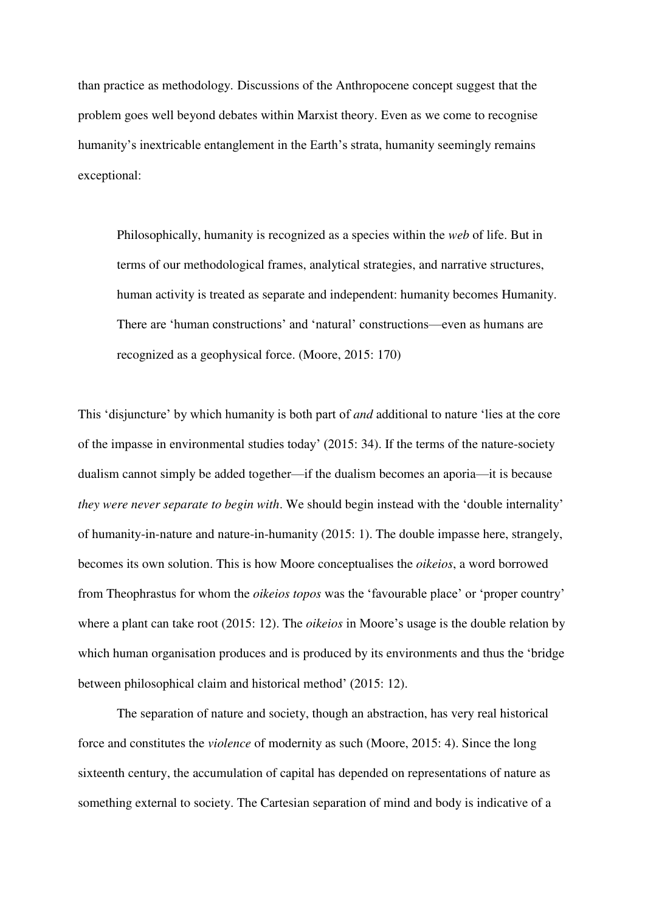than practice as methodology. Discussions of the Anthropocene concept suggest that the problem goes well beyond debates within Marxist theory. Even as we come to recognise humanity's inextricable entanglement in the Earth's strata, humanity seemingly remains exceptional:

> Philosophically, humanity is recognized as a species within the *web* of life. But in terms of our methodological frames, analytical strategies, and narrative structures, human activity is treated as separate and independent: humanity becomes Humanity. There are 'human constructions' and 'natural' constructions—even as humans are recognized as a geophysical force. (Moore, 2015: 170)

This 'disjuncture' by which humanity is both part of *and* additional to nature 'lies at the core of the impasse in environmental studies today' (2015: 34). If the terms of the nature-society dualism cannot simply be added together—if the dualism becomes an aporia—it is because *they were never separate to begin with*. We should begin instead with the 'double internality' of humanity-in-nature and nature-in-humanity (2015: 1). The double impasse here, strangely, becomes its own solution. This is how Moore conceptualises the *oikeios*, a word borrowed from Theophrastus for whom the *oikeios topos* was the 'favourable place' or 'proper country' where a plant can take root (2015: 12). The *oikeios* in Moore's usage is the double relation by which human organisation produces and is produced by its environments and thus the 'bridge between philosophical claim and historical method' (2015: 12).

The separation of nature and society, though an abstraction, has very real historical force and constitutes the *violence* of modernity as such (Moore, 2015: 4). Since the long sixteenth century, the accumulation of capital has depended on representations of nature as something external to society. The Cartesian separation of mind and body is indicative of a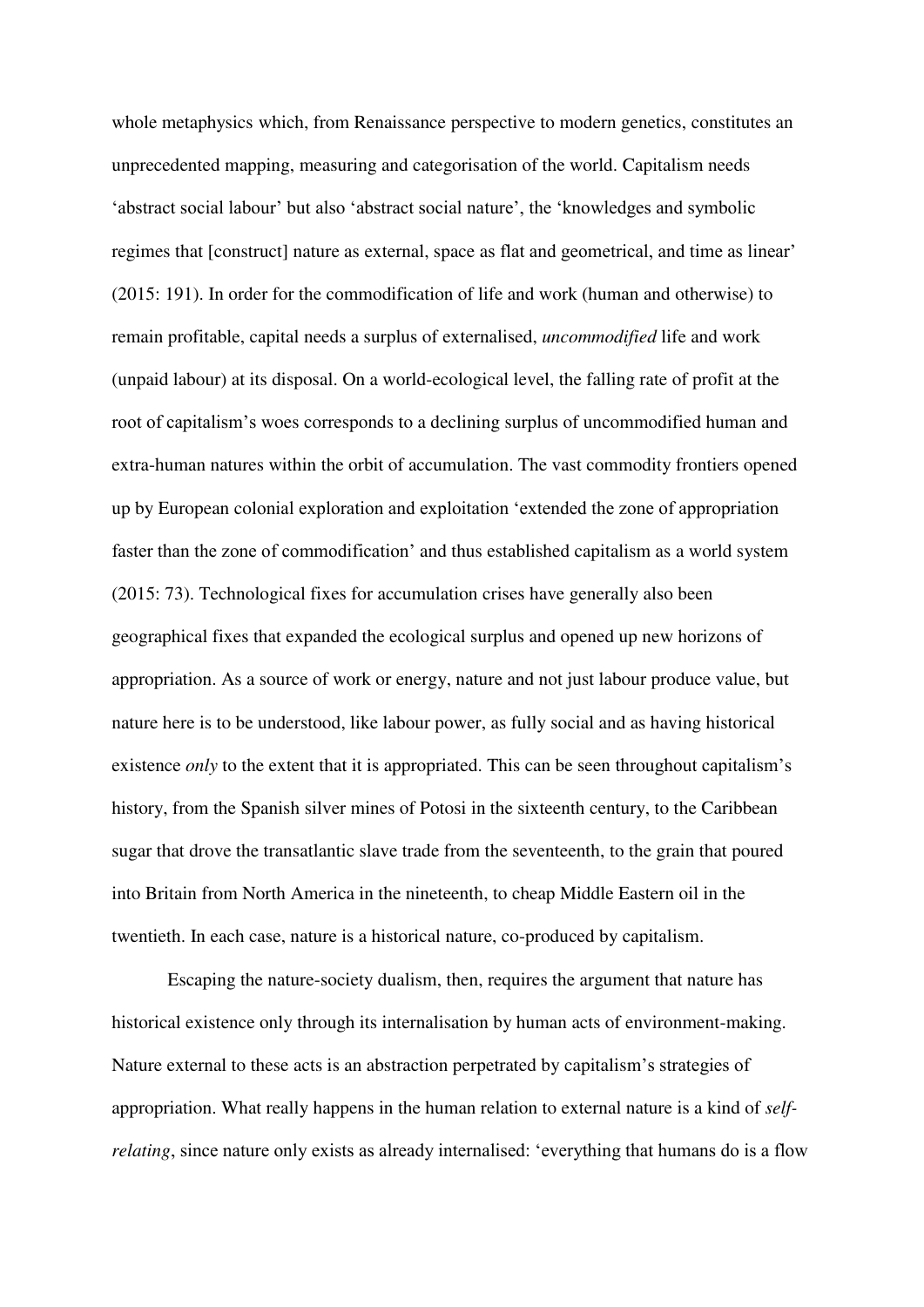whole metaphysics which, from Renaissance perspective to modern genetics, constitutes an unprecedented mapping, measuring and categorisation of the world. Capitalism needs 'abstract social labour' but also 'abstract social nature', the 'knowledges and symbolic regimes that [construct] nature as external, space as flat and geometrical, and time as linear' (2015: 191). In order for the commodification of life and work (human and otherwise) to remain profitable, capital needs a surplus of externalised, *uncommodified* life and work (unpaid labour) at its disposal. On a world-ecological level, the falling rate of profit at the root of capitalism's woes corresponds to a declining surplus of uncommodified human and extra-human natures within the orbit of accumulation. The vast commodity frontiers opened up by European colonial exploration and exploitation 'extended the zone of appropriation faster than the zone of commodification' and thus established capitalism as a world system (2015: 73). Technological fixes for accumulation crises have generally also been geographical fixes that expanded the ecological surplus and opened up new horizons of appropriation. As a source of work or energy, nature and not just labour produce value, but nature here is to be understood, like labour power, as fully social and as having historical existence *only* to the extent that it is appropriated. This can be seen throughout capitalism's history, from the Spanish silver mines of Potosi in the sixteenth century, to the Caribbean sugar that drove the transatlantic slave trade from the seventeenth, to the grain that poured into Britain from North America in the nineteenth, to cheap Middle Eastern oil in the twentieth. In each case, nature is a historical nature, co-produced by capitalism.

Escaping the nature-society dualism, then, requires the argument that nature has historical existence only through its internalisation by human acts of environment-making. Nature external to these acts is an abstraction perpetrated by capitalism's strategies of appropriation. What really happens in the human relation to external nature is a kind of *self-relating*, since nature only exists as already internalised: 'everything that humans do is a flow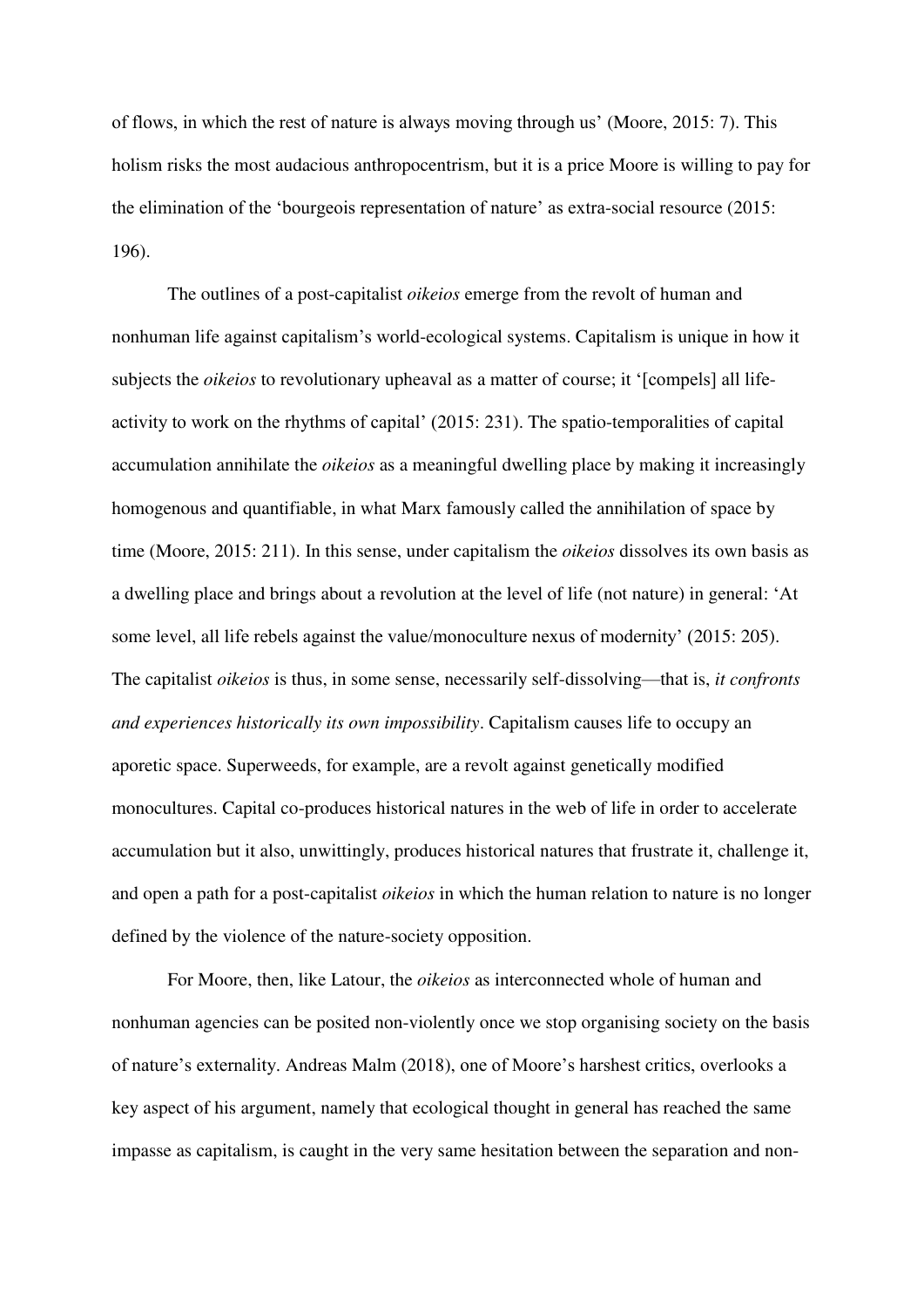of flows, in which the rest of nature is always moving through us' (Moore, 2015: 7). This holism risks the most audacious anthropocentrism, but it is a price Moore is willing to pay for the elimination of the 'bourgeois representation of nature' as extra-social resource (2015: 196).

The outlines of a post-capitalist *oikeios* emerge from the revolt of human and nonhuman life against capitalism's world-ecological systems. Capitalism is unique in how it subjects the *oikeios* to revolutionary upheaval as a matter of course; it '[compels] all life-activity to work on the rhythms of capital' (2015: 231). The spatio-temporalities of capital accumulation annihilate the *oikeios* as a meaningful dwelling place by making it increasingly homogenous and quantifiable, in what Marx famously called the annihilation of space by time (Moore, 2015: 211). In this sense, under capitalism the *oikeios* dissolves its own basis as a dwelling place and brings about a revolution at the level of life (not nature) in general: 'At some level, all life rebels against the value/monoculture nexus of modernity' (2015: 205). The capitalist *oikeios* is thus, in some sense, necessarily self-dissolving—that is, *it confronts and experiences historically its own impossibility*. Capitalism causes life to occupy an aporetic space. Superweeds, for example, are a revolt against genetically modified monocultures. Capital co-produces historical natures in the web of life in order to accelerate accumulation but it also, unwittingly, produces historical natures that frustrate it, challenge it, and open a path for a post-capitalist *oikeios* in which the human relation to nature is no longer defined by the violence of the nature-society opposition.

For Moore, then, like Latour, the *oikeios* as interconnected whole of human and nonhuman agencies can be posited non-violently once we stop organising society on the basis of nature's externality. Andreas Malm (2018), one of Moore's harshest critics, overlooks a key aspect of his argument, namely that ecological thought in general has reached the same impasse as capitalism, is caught in the very same hesitation between the separation and non-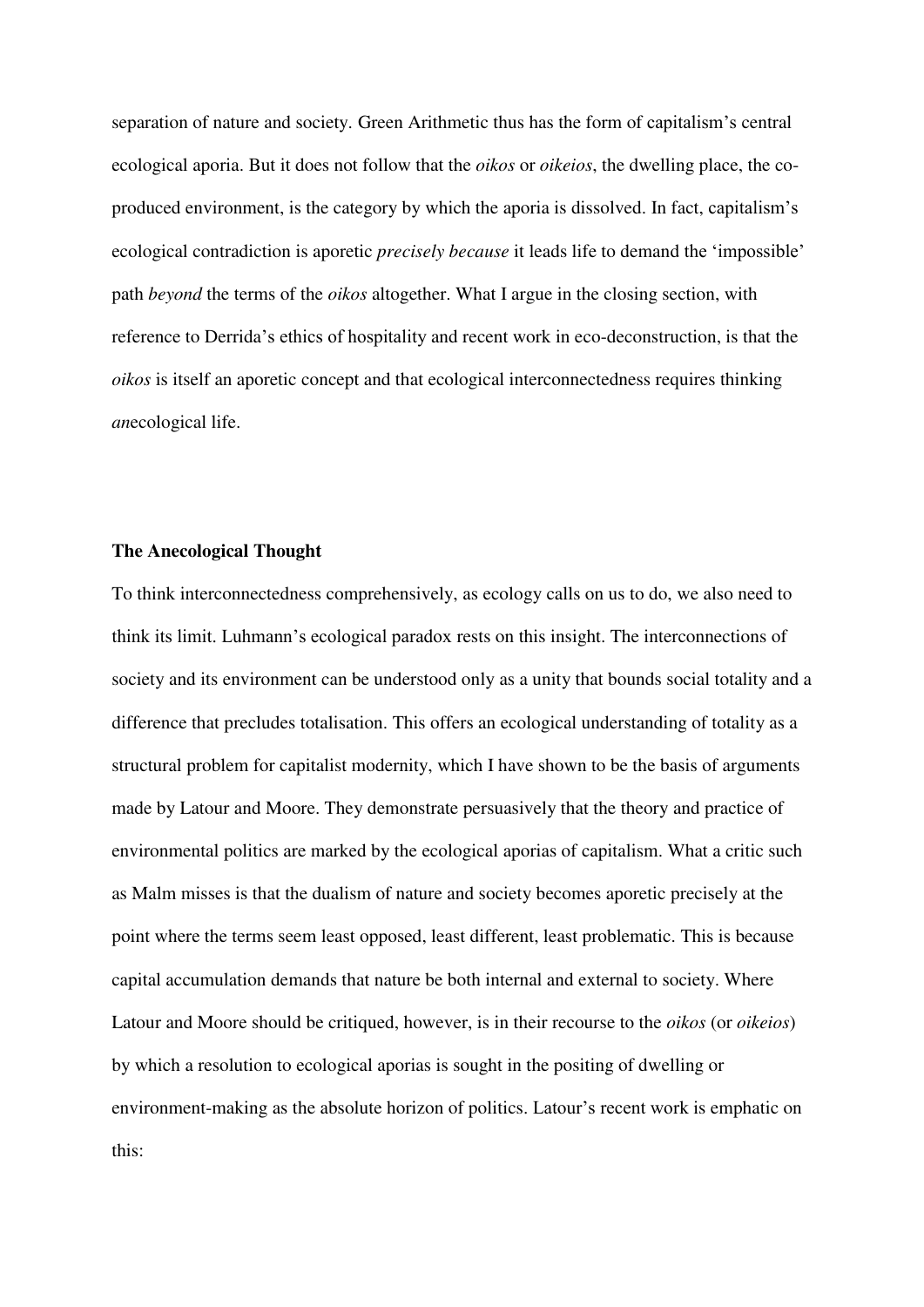separation of nature and society. Green Arithmetic thus has the form of capitalism's central ecological aporia. But it does not follow that the *oikos* or *oikeios*, the dwelling place, the co-produced environment, is the category by which the aporia is dissolved. In fact, capitalism's ecological contradiction is aporetic *precisely because* it leads life to demand the 'impossible' path *beyond* the terms of the *oikos* altogether. What I argue in the closing section, with reference to Derrida's ethics of hospitality and recent work in eco-deconstruction, is that the *oikos* is itself an aporetic concept and that ecological interconnectedness requires thinking *an*ecological life.

**The Anecological Thought**

To think interconnectedness comprehensively, as ecology calls on us to do, we also need to think its limit. Luhmann's ecological paradox rests on this insight. The interconnections of society and its environment can be understood only as a unity that bounds social totality and a difference that precludes totalisation. This offers an ecological understanding of totality as a structural problem for capitalist modernity, which I have shown to be the basis of arguments made by Latour and Moore. They demonstrate persuasively that the theory and practice of environmental politics are marked by the ecological aporias of capitalism. What a critic such as Malm misses is that the dualism of nature and society becomes aporetic precisely at the point where the terms seem least opposed, least different, least problematic. This is because capital accumulation demands that nature be both internal and external to society. Where Latour and Moore should be critiqued, however, is in their recourse to the *oikos* (or *oikeios*) by which a resolution to ecological aporias is sought in the positing of dwelling or environment-making as the absolute horizon of politics. Latour's recent work is emphatic on this: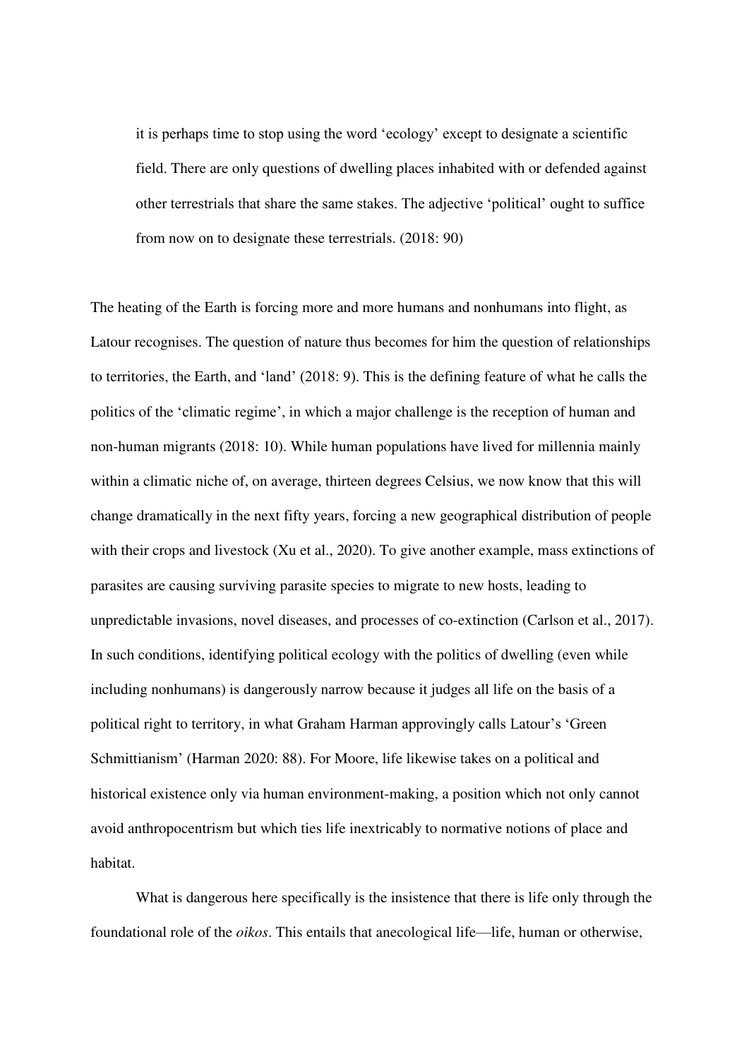> it is perhaps time to stop using the word 'ecology' except to designate a scientific field. There are only questions of dwelling places inhabited with or defended against other terrestrials that share the same stakes. The adjective 'political' ought to suffice from now on to designate these terrestrials. (2018: 90)

The heating of the Earth is forcing more and more humans and nonhumans into flight, as Latour recognises. The question of nature thus becomes for him the question of relationships to territories, the Earth, and 'land' (2018: 9). This is the defining feature of what he calls the politics of the 'climatic regime', in which a major challenge is the reception of human and non-human migrants (2018: 10). While human populations have lived for millennia mainly within a climatic niche of, on average, thirteen degrees Celsius, we now know that this will change dramatically in the next fifty years, forcing a new geographical distribution of people with their crops and livestock (Xu et al., 2020). To give another example, mass extinctions of parasites are causing surviving parasite species to migrate to new hosts, leading to unpredictable invasions, novel diseases, and processes of co-extinction (Carlson et al., 2017). In such conditions, identifying political ecology with the politics of dwelling (even while including nonhumans) is dangerously narrow because it judges all life on the basis of a political right to territory, in what Graham Harman approvingly calls Latour's 'Green Schmittianism' (Harman 2020: 88). For Moore, life likewise takes on a political and historical existence only via human environment-making, a position which not only cannot avoid anthropocentrism but which ties life inextricably to normative notions of place and habitat.

What is dangerous here specifically is the insistence that there is life only through the foundational role of the *oikos*. This entails that anecological life—life, human or otherwise,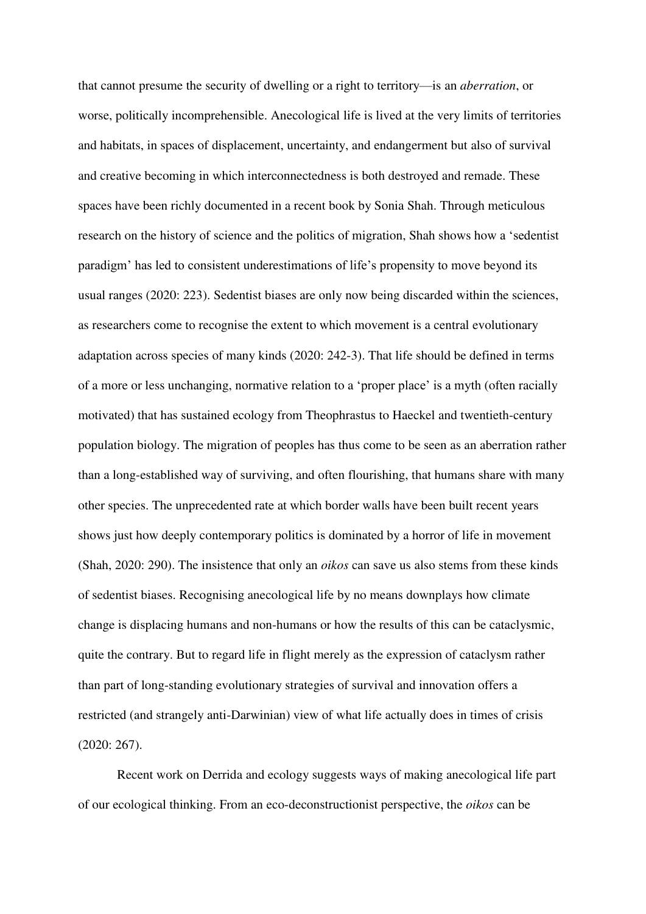that cannot presume the security of dwelling or a right to territory—is an *aberration*, or worse, politically incomprehensible. Anecological life is lived at the very limits of territories and habitats, in spaces of displacement, uncertainty, and endangerment but also of survival and creative becoming in which interconnectedness is both destroyed and remade. These spaces have been richly documented in a recent book by Sonia Shah. Through meticulous research on the history of science and the politics of migration, Shah shows how a 'sedentist paradigm' has led to consistent underestimations of life's propensity to move beyond its usual ranges (2020: 223). Sedentist biases are only now being discarded within the sciences, as researchers come to recognise the extent to which movement is a central evolutionary adaptation across species of many kinds (2020: 242-3). That life should be defined in terms of a more or less unchanging, normative relation to a 'proper place' is a myth (often racially motivated) that has sustained ecology from Theophrastus to Haeckel and twentieth-century population biology. The migration of peoples has thus come to be seen as an aberration rather than a long-established way of surviving, and often flourishing, that humans share with many other species. The unprecedented rate at which border walls have been built recent years shows just how deeply contemporary politics is dominated by a horror of life in movement (Shah, 2020: 290). The insistence that only an *oikos* can save us also stems from these kinds of sedentist biases. Recognising anecological life by no means downplays how climate change is displacing humans and non-humans or how the results of this can be cataclysmic, quite the contrary. But to regard life in flight merely as the expression of cataclysm rather than part of long-standing evolutionary strategies of survival and innovation offers a restricted (and strangely anti-Darwinian) view of what life actually does in times of crisis (2020: 267).

Recent work on Derrida and ecology suggests ways of making anecological life part of our ecological thinking. From an eco-deconstructionist perspective, the *oikos* can be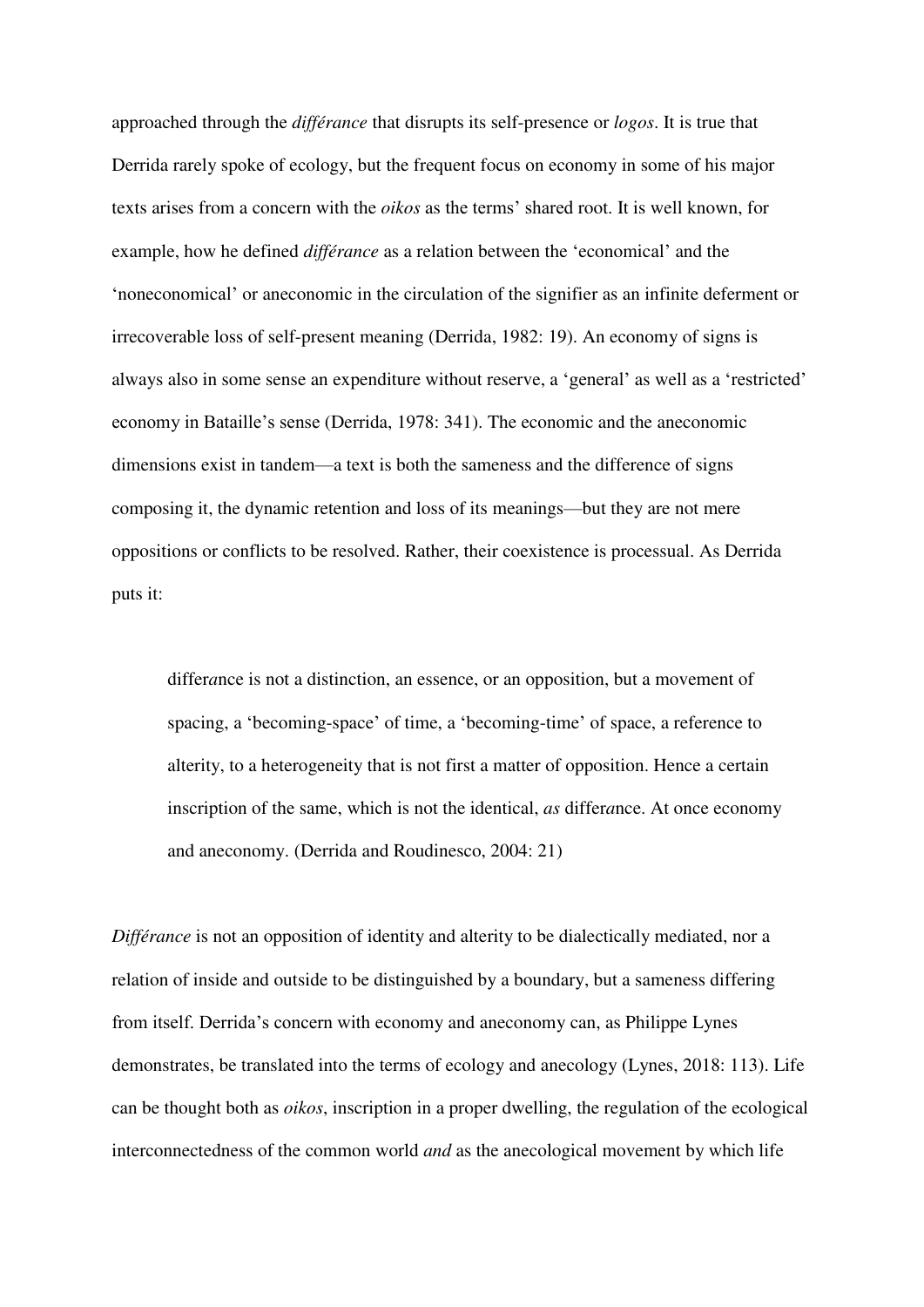approached through the *différance* that disrupts its self-presence or *logos*. It is true that Derrida rarely spoke of ecology, but the frequent focus on economy in some of his major texts arises from a concern with the *oikos* as the terms' shared root. It is well known, for example, how he defined *différance* as a relation between the 'economical' and the 'noneconomical' or aneconomic in the circulation of the signifier as an infinite deferment or irrecoverable loss of self-present meaning (Derrida, 1982: 19). An economy of signs is always also in some sense an expenditure without reserve, a 'general' as well as a 'restricted' economy in Bataille's sense (Derrida, 1978: 341). The economic and the aneconomic dimensions exist in tandem—a text is both the sameness and the difference of signs composing it, the dynamic retention and loss of its meanings—but they are not mere oppositions or conflicts to be resolved. Rather, their coexistence is processual. As Derrida puts it:

> differ*a*nce is not a distinction, an essence, or an opposition, but a movement of spacing, a 'becoming-space' of time, a 'becoming-time' of space, a reference to alterity, to a heterogeneity that is not first a matter of opposition. Hence a certain inscription of the same, which is not the identical, *as* differ*a*nce. At once economy and aneconomy. (Derrida and Roudinesco, 2004: 21)

*Différance* is not an opposition of identity and alterity to be dialectically mediated, nor a relation of inside and outside to be distinguished by a boundary, but a sameness differing from itself. Derrida's concern with economy and aneconomy can, as Philippe Lynes demonstrates, be translated into the terms of ecology and anecology (Lynes, 2018: 113). Life can be thought both as *oikos*, inscription in a proper dwelling, the regulation of the ecological interconnectedness of the common world *and* as the anecological movement by which life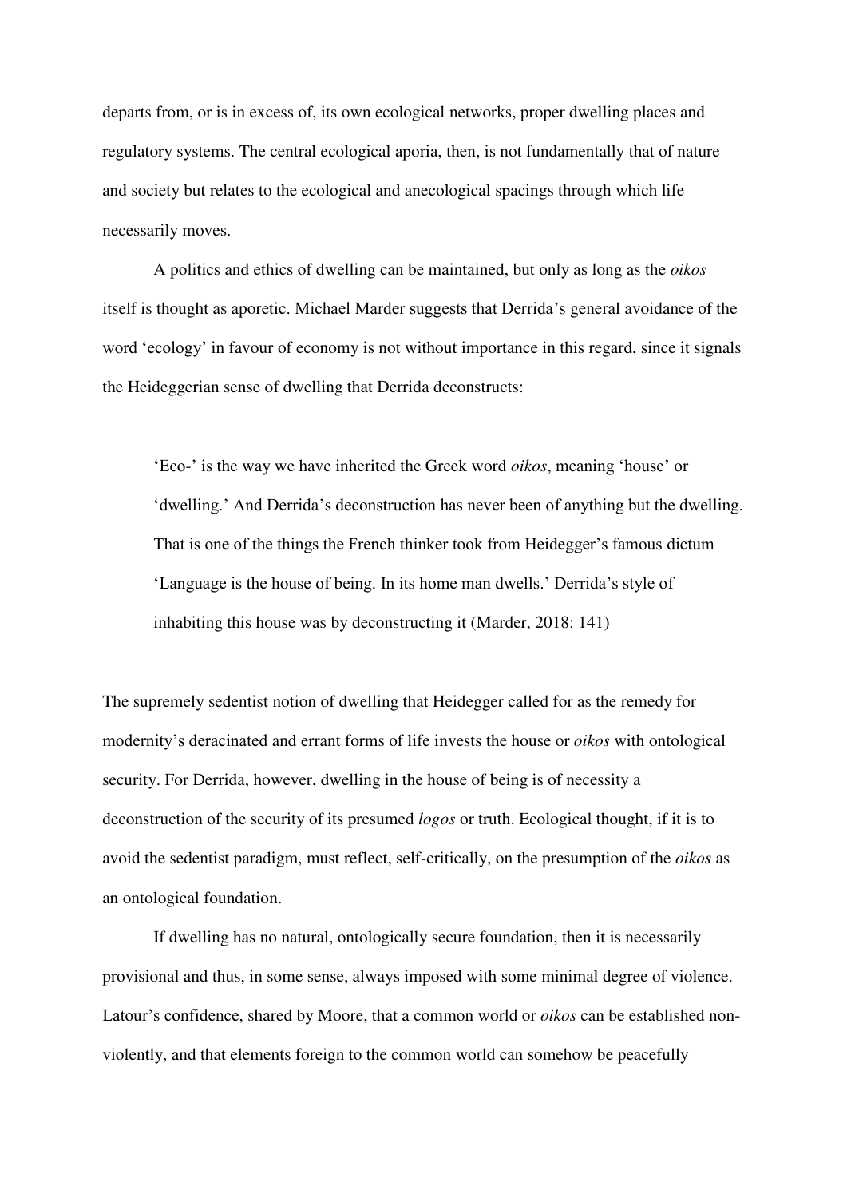departs from, or is in excess of, its own ecological networks, proper dwelling places and regulatory systems. The central ecological aporia, then, is not fundamentally that of nature and society but relates to the ecological and anecological spacings through which life necessarily moves.

A politics and ethics of dwelling can be maintained, but only as long as the *oikos* itself is thought as aporetic. Michael Marder suggests that Derrida's general avoidance of the word 'ecology' in favour of economy is not without importance in this regard, since it signals the Heideggerian sense of dwelling that Derrida deconstructs:

> 'Eco-' is the way we have inherited the Greek word *oikos*, meaning 'house' or 'dwelling.' And Derrida's deconstruction has never been of anything but the dwelling. That is one of the things the French thinker took from Heidegger's famous dictum 'Language is the house of being. In its home man dwells.' Derrida's style of inhabiting this house was by deconstructing it (Marder, 2018: 141)

The supremely sedentist notion of dwelling that Heidegger called for as the remedy for modernity's deracinated and errant forms of life invests the house or *oikos* with ontological security. For Derrida, however, dwelling in the house of being is of necessity a deconstruction of the security of its presumed *logos* or truth. Ecological thought, if it is to avoid the sedentist paradigm, must reflect, self-critically, on the presumption of the *oikos* as an ontological foundation.

If dwelling has no natural, ontologically secure foundation, then it is necessarily provisional and thus, in some sense, always imposed with some minimal degree of violence. Latour's confidence, shared by Moore, that a common world or *oikos* can be established non-violently, and that elements foreign to the common world can somehow be peacefully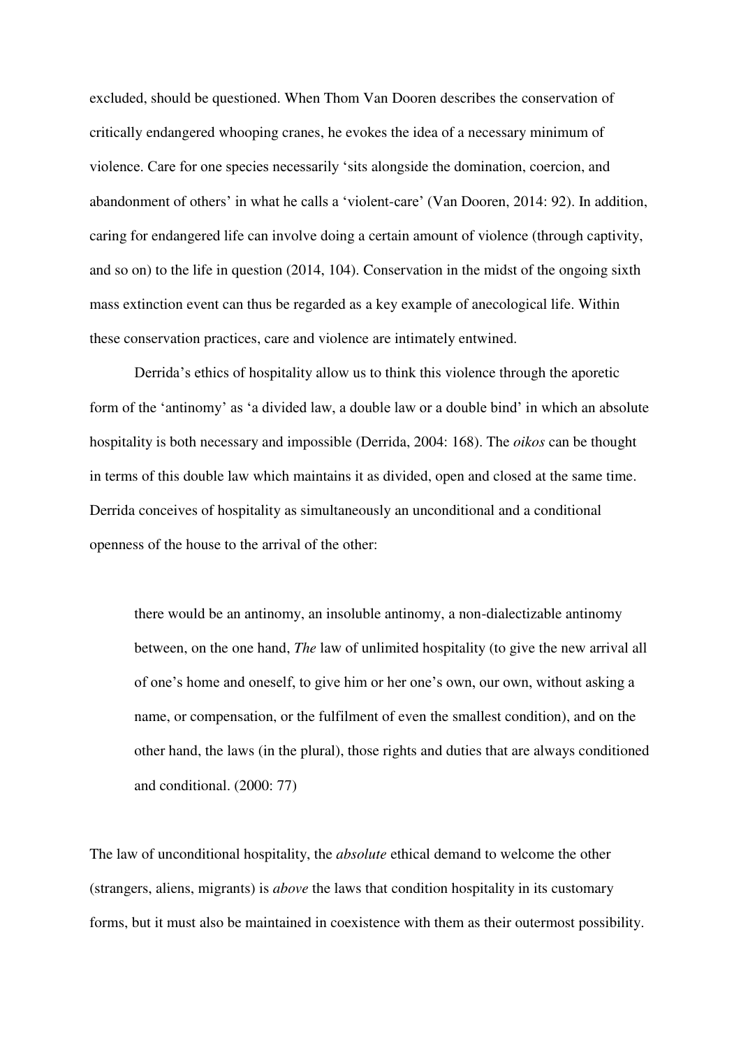excluded, should be questioned. When Thom Van Dooren describes the conservation of critically endangered whooping cranes, he evokes the idea of a necessary minimum of violence. Care for one species necessarily 'sits alongside the domination, coercion, and abandonment of others' in what he calls a 'violent-care' (Van Dooren, 2014: 92). In addition, caring for endangered life can involve doing a certain amount of violence (through captivity, and so on) to the life in question (2014, 104). Conservation in the midst of the ongoing sixth mass extinction event can thus be regarded as a key example of anecological life. Within these conservation practices, care and violence are intimately entwined.

Derrida's ethics of hospitality allow us to think this violence through the aporetic form of the 'antinomy' as 'a divided law, a double law or a double bind' in which an absolute hospitality is both necessary and impossible (Derrida, 2004: 168). The *oikos* can be thought in terms of this double law which maintains it as divided, open and closed at the same time. Derrida conceives of hospitality as simultaneously an unconditional and a conditional openness of the house to the arrival of the other:

> there would be an antinomy, an insoluble antinomy, a non-dialectizable antinomy between, on the one hand, *The* law of unlimited hospitality (to give the new arrival all of one's home and oneself, to give him or her one's own, our own, without asking a name, or compensation, or the fulfilment of even the smallest condition), and on the other hand, the laws (in the plural), those rights and duties that are always conditioned and conditional. (2000: 77)

The law of unconditional hospitality, the *absolute* ethical demand to welcome the other (strangers, aliens, migrants) is *above* the laws that condition hospitality in its customary forms, but it must also be maintained in coexistence with them as their outermost possibility.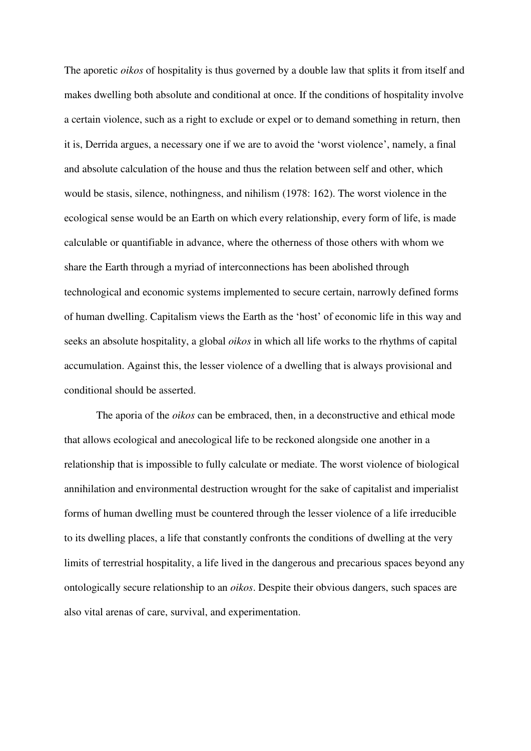The aporetic *oikos* of hospitality is thus governed by a double law that splits it from itself and makes dwelling both absolute and conditional at once. If the conditions of hospitality involve a certain violence, such as a right to exclude or expel or to demand something in return, then it is, Derrida argues, a necessary one if we are to avoid the 'worst violence', namely, a final and absolute calculation of the house and thus the relation between self and other, which would be stasis, silence, nothingness, and nihilism (1978: 162). The worst violence in the ecological sense would be an Earth on which every relationship, every form of life, is made calculable or quantifiable in advance, where the otherness of those others with whom we share the Earth through a myriad of interconnections has been abolished through technological and economic systems implemented to secure certain, narrowly defined forms of human dwelling. Capitalism views the Earth as the 'host' of economic life in this way and seeks an absolute hospitality, a global *oikos* in which all life works to the rhythms of capital accumulation. Against this, the lesser violence of a dwelling that is always provisional and conditional should be asserted.

The aporia of the *oikos* can be embraced, then, in a deconstructive and ethical mode that allows ecological and anecological life to be reckoned alongside one another in a relationship that is impossible to fully calculate or mediate. The worst violence of biological annihilation and environmental destruction wrought for the sake of capitalist and imperialist forms of human dwelling must be countered through the lesser violence of a life irreducible to its dwelling places, a life that constantly confronts the conditions of dwelling at the very limits of terrestrial hospitality, a life lived in the dangerous and precarious spaces beyond any ontologically secure relationship to an *oikos*. Despite their obvious dangers, such spaces are also vital arenas of care, survival, and experimentation.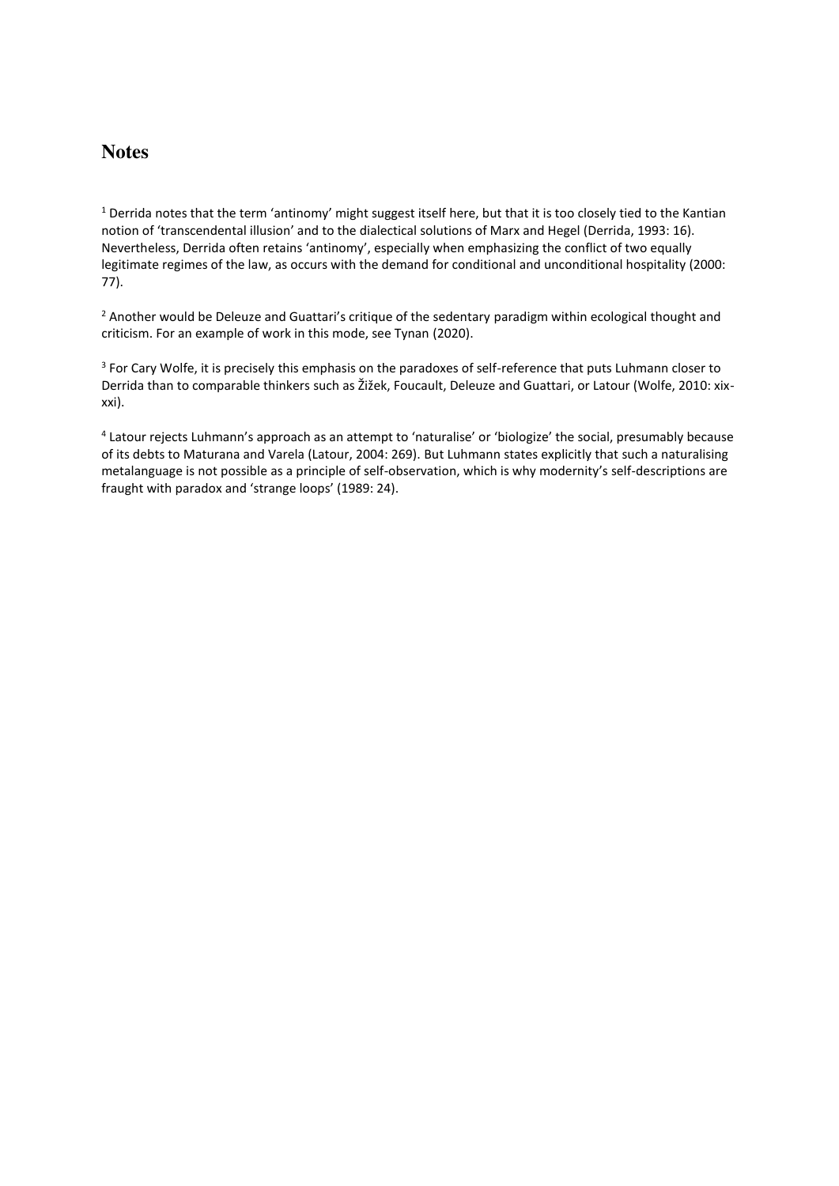## Notes

[1] Derrida notes that the term 'antinomy' might suggest itself here, but that it is too closely tied to the Kantian notion of 'transcendental illusion' and to the dialectical solutions of Marx and Hegel (Derrida, 1993: 16). Nevertheless, Derrida often retains 'antinomy', especially when emphasizing the conflict of two equally legitimate regimes of the law, as occurs with the demand for conditional and unconditional hospitality (2000: 77).

[2] Another would be Deleuze and Guattari's critique of the sedentary paradigm within ecological thought and criticism. For an example of work in this mode, see Tynan (2020).

[3] For Cary Wolfe, it is precisely this emphasis on the paradoxes of self-reference that puts Luhmann closer to Derrida than to comparable thinkers such as Žižek, Foucault, Deleuze and Guattari, or Latour (Wolfe, 2010: xix-xxi).

[4] Latour rejects Luhmann's approach as an attempt to 'naturalise' or 'biologize' the social, presumably because of its debts to Maturana and Varela (Latour, 2004: 269). But Luhmann states explicitly that such a naturalising metalanguage is not possible as a principle of self-observation, which is why modernity's self-descriptions are fraught with paradox and 'strange loops' (1989: 24).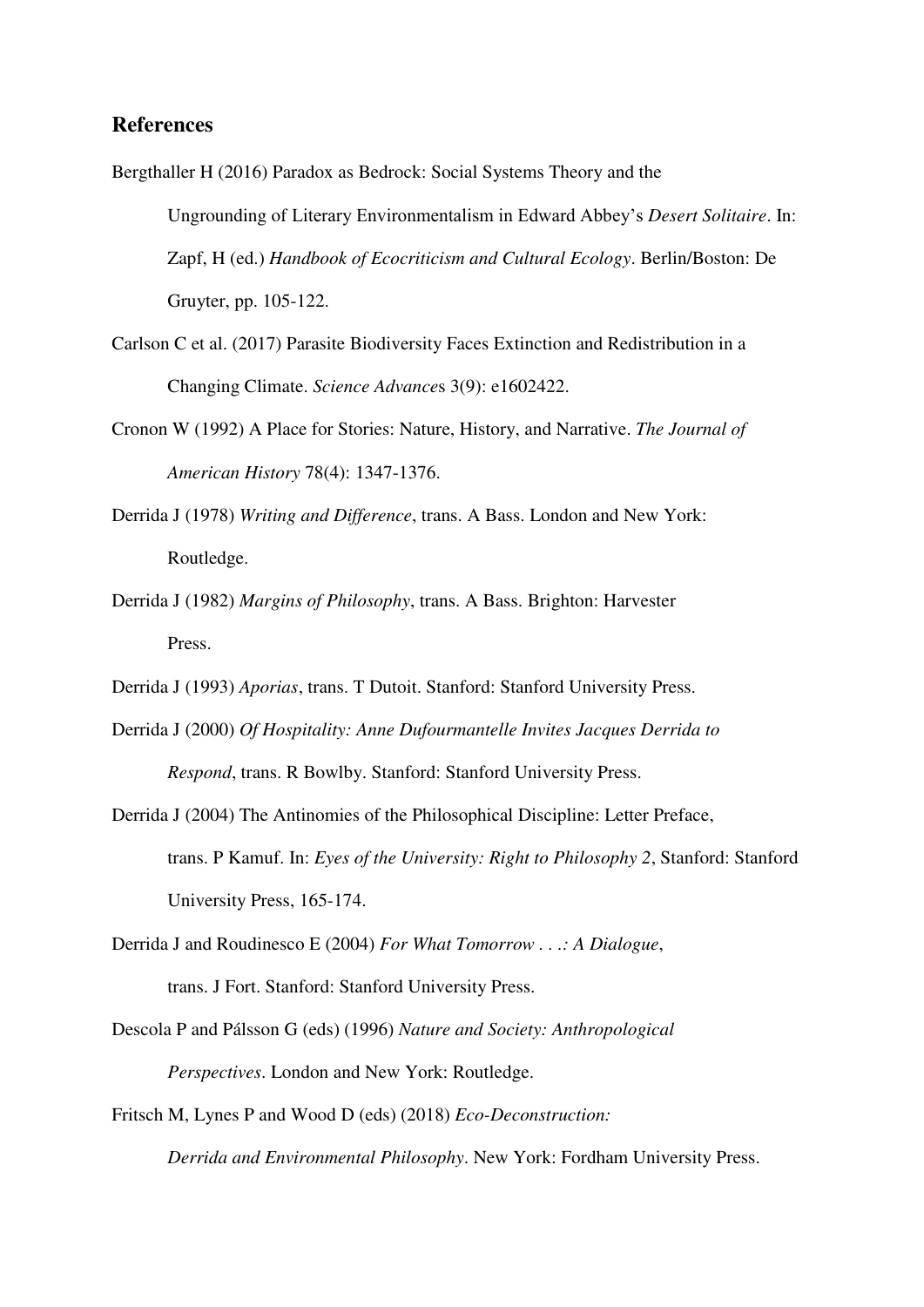## References

Bergthaller H (2016) Paradox as Bedrock: Social Systems Theory and the Ungrounding of Literary Environmentalism in Edward Abbey's *Desert Solitaire*. In: Zapf, H (ed.) *Handbook of Ecocriticism and Cultural Ecology*. Berlin/Boston: De Gruyter, pp. 105-122.

Carlson C et al. (2017) Parasite Biodiversity Faces Extinction and Redistribution in a Changing Climate. *Science Advances* 3(9): e1602422.

Cronon W (1992) A Place for Stories: Nature, History, and Narrative. *The Journal of American History* 78(4): 1347-1376.

Derrida J (1978) *Writing and Difference*, trans. A Bass. London and New York: Routledge.

Derrida J (1982) *Margins of Philosophy*, trans. A Bass. Brighton: Harvester Press.

Derrida J (1993) *Aporias*, trans. T Dutoit. Stanford: Stanford University Press.

Derrida J (2000) *Of Hospitality: Anne Dufourmantelle Invites Jacques Derrida to Respond*, trans. R Bowlby. Stanford: Stanford University Press.

Derrida J (2004) The Antinomies of the Philosophical Discipline: Letter Preface, trans. P Kamuf. In: *Eyes of the University: Right to Philosophy 2*, Stanford: Stanford University Press, 165-174.

Derrida J and Roudinesco E (2004) *For What Tomorrow . . .: A Dialogue*, trans. J Fort. Stanford: Stanford University Press.

Descola P and Pálsson G (eds) (1996) *Nature and Society: Anthropological Perspectives*. London and New York: Routledge.

Fritsch M, Lynes P and Wood D (eds) (2018) *Eco-Deconstruction: Derrida and Environmental Philosophy*. New York: Fordham University Press.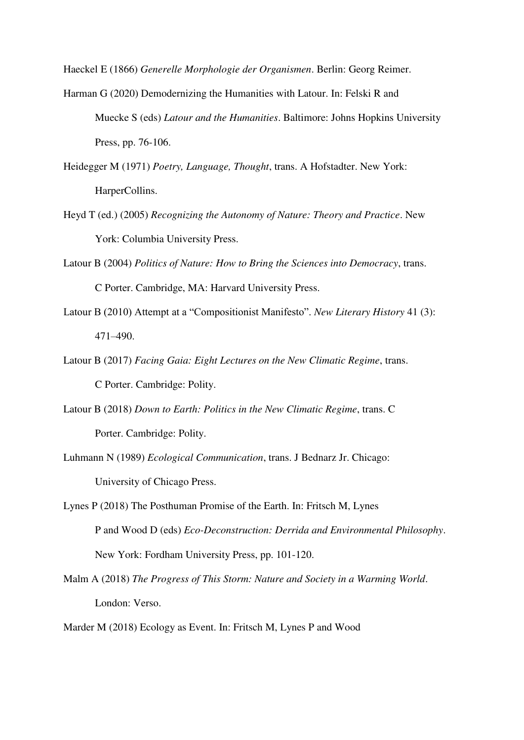Haeckel E (1866) *Generelle Morphologie der Organismen*. Berlin: Georg Reimer.

Harman G (2020) Demodernizing the Humanities with Latour. In: Felski R and Muecke S (eds) *Latour and the Humanities*. Baltimore: Johns Hopkins University Press, pp. 76-106.

Heidegger M (1971) *Poetry, Language, Thought*, trans. A Hofstadter. New York: HarperCollins.

Heyd T (ed.) (2005) *Recognizing the Autonomy of Nature: Theory and Practice*. New York: Columbia University Press.

Latour B (2004) *Politics of Nature: How to Bring the Sciences into Democracy*, trans. C Porter. Cambridge, MA: Harvard University Press.

Latour B (2010) Attempt at a "Compositionist Manifesto". *New Literary History* 41 (3): 471–490.

Latour B (2017) *Facing Gaia: Eight Lectures on the New Climatic Regime*, trans. C Porter. Cambridge: Polity.

Latour B (2018) *Down to Earth: Politics in the New Climatic Regime*, trans. C Porter. Cambridge: Polity.

Luhmann N (1989) *Ecological Communication*, trans. J Bednarz Jr. Chicago: University of Chicago Press.

Lynes P (2018) The Posthuman Promise of the Earth. In: Fritsch M, Lynes P and Wood D (eds) *Eco-Deconstruction: Derrida and Environmental Philosophy*. New York: Fordham University Press, pp. 101-120.

Malm A (2018) *The Progress of This Storm: Nature and Society in a Warming World*. London: Verso.

Marder M (2018) Ecology as Event. In: Fritsch M, Lynes P and Wood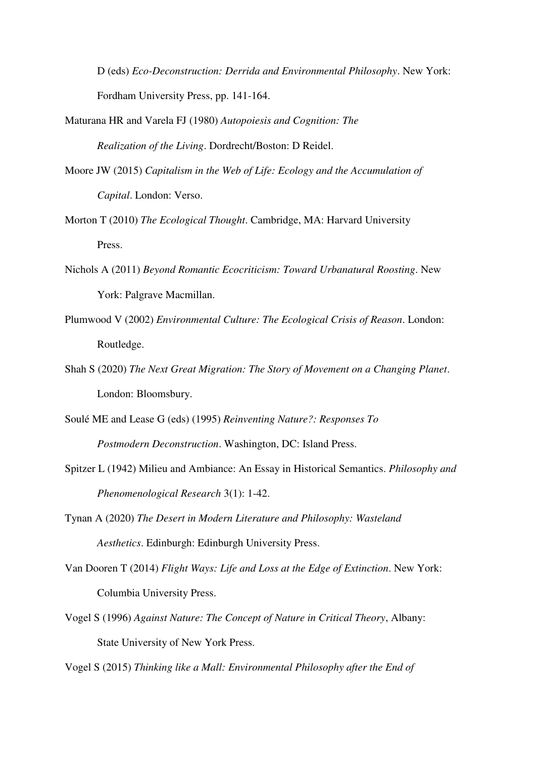D (eds) *Eco-Deconstruction: Derrida and Environmental Philosophy*. New York: Fordham University Press, pp. 141-164.

Maturana HR and Varela FJ (1980) *Autopoiesis and Cognition: The Realization of the Living*. Dordrecht/Boston: D Reidel.

Moore JW (2015) *Capitalism in the Web of Life: Ecology and the Accumulation of Capital*. London: Verso.

Morton T (2010) *The Ecological Thought*. Cambridge, MA: Harvard University Press.

Nichols A (2011) *Beyond Romantic Ecocriticism: Toward Urbanatural Roosting*. New York: Palgrave Macmillan.

Plumwood V (2002) *Environmental Culture: The Ecological Crisis of Reason*. London: Routledge.

Shah S (2020) *The Next Great Migration: The Story of Movement on a Changing Planet*. London: Bloomsbury.

Soulé ME and Lease G (eds) (1995) *Reinventing Nature?: Responses To Postmodern Deconstruction*. Washington, DC: Island Press.

Spitzer L (1942) Milieu and Ambiance: An Essay in Historical Semantics. *Philosophy and Phenomenological Research* 3(1): 1-42.

Tynan A (2020) *The Desert in Modern Literature and Philosophy: Wasteland Aesthetics*. Edinburgh: Edinburgh University Press.

Van Dooren T (2014) *Flight Ways: Life and Loss at the Edge of Extinction*. New York: Columbia University Press.

Vogel S (1996) *Against Nature: The Concept of Nature in Critical Theory*, Albany: State University of New York Press.

Vogel S (2015) *Thinking like a Mall: Environmental Philosophy after the End of*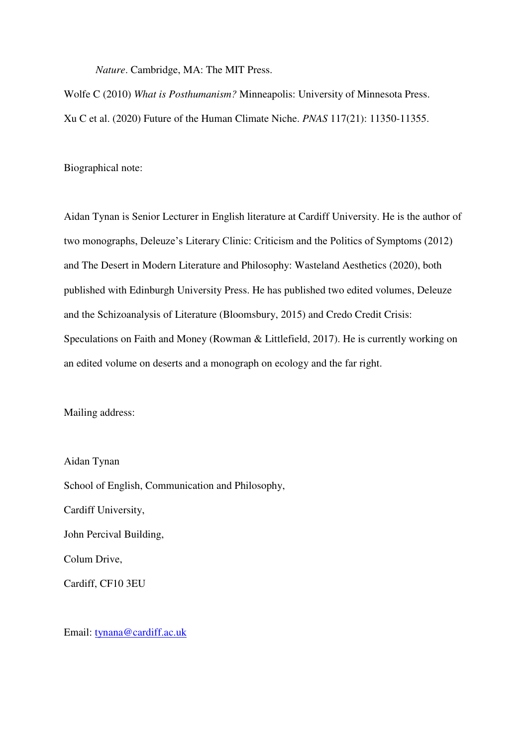*Nature*. Cambridge, MA: The MIT Press.

Wolfe C (2010) *What is Posthumanism?* Minneapolis: University of Minnesota Press.

Xu C et al. (2020) Future of the Human Climate Niche. *PNAS* 117(21): 11350-11355.

Biographical note:

Aidan Tynan is Senior Lecturer in English literature at Cardiff University. He is the author of two monographs, Deleuze's Literary Clinic: Criticism and the Politics of Symptoms (2012) and The Desert in Modern Literature and Philosophy: Wasteland Aesthetics (2020), both published with Edinburgh University Press. He has published two edited volumes, Deleuze and the Schizoanalysis of Literature (Bloomsbury, 2015) and Credo Credit Crisis: Speculations on Faith and Money (Rowman & Littlefield, 2017). He is currently working on an edited volume on deserts and a monograph on ecology and the far right.

Mailing address:

Aidan Tynan

School of English, Communication and Philosophy,

Cardiff University,

John Percival Building,

Colum Drive,

Cardiff, CF10 3EU

Email: tynana@cardiff.ac.uk